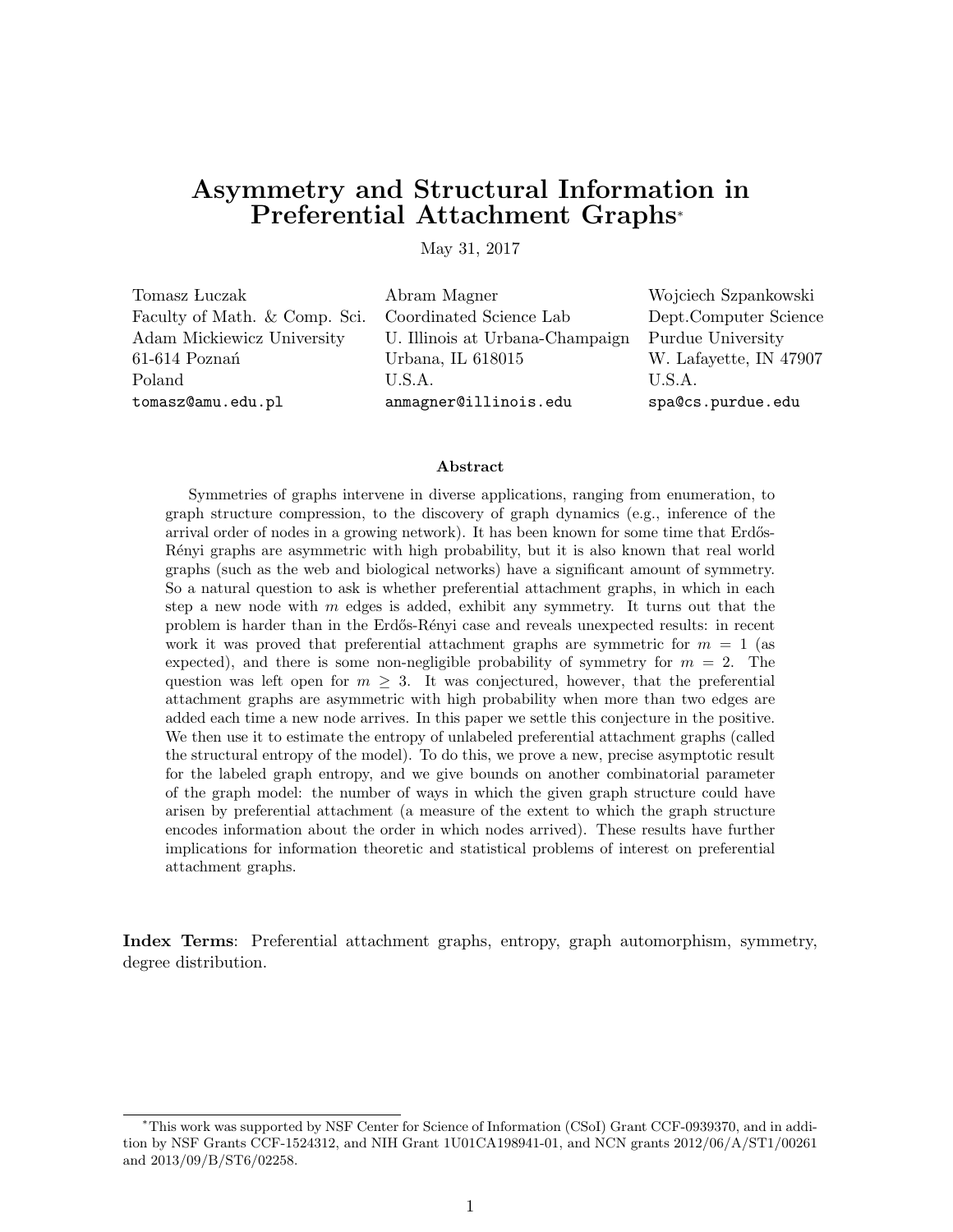# Asymmetry and Structural Information in Preferential Attachment Graphs*

May 31, 2017

| Tomasz Łuczak | Abram Magner | Wojciech Szpankowski |
|---|---|---|
| Faculty of Math. & Comp. Sci. | Coordinated Science Lab | Dept.Computer Science |
| Adam Mickiewicz University | U. Illinois at Urbana-Champaign | Purdue University |
| 61-614 Poznań | Urbana, IL 618015 | W. Lafayette, IN 47907 |
| Poland | U.S.A. | U.S.A. |
| tomasz@amu.edu.pl | anmagner@illinois.edu | spa@cs.purdue.edu |

### Abstract

Symmetries of graphs intervene in diverse applications, ranging from enumeration, to graph structure compression, to the discovery of graph dynamics (e.g., inference of the arrival order of nodes in a growing network). It has been known for some time that Erdős-Rényi graphs are asymmetric with high probability, but it is also known that real world graphs (such as the web and biological networks) have a significant amount of symmetry. So a natural question to ask is whether preferential attachment graphs, in which in each step a new node with $m$ edges is added, exhibit any symmetry. It turns out that the problem is harder than in the Erdős-Rényi case and reveals unexpected results: in recent work it was proved that preferential attachment graphs are symmetric for $m = 1$ (as expected), and there is some non-negligible probability of symmetry for $m = 2$. The question was left open for $m \geq 3$. It was conjectured, however, that the preferential attachment graphs are asymmetric with high probability when more than two edges are added each time a new node arrives. In this paper we settle this conjecture in the positive. We then use it to estimate the entropy of unlabeled preferential attachment graphs (called the structural entropy of the model). To do this, we prove a new, precise asymptotic result for the labeled graph entropy, and we give bounds on another combinatorial parameter of the graph model: the number of ways in which the given graph structure could have arisen by preferential attachment (a measure of the extent to which the graph structure encodes information about the order in which nodes arrived). These results have further implications for information theoretic and statistical problems of interest on preferential attachment graphs.

**Index Terms**: Preferential attachment graphs, entropy, graph automorphism, symmetry, degree distribution.

---

*This work was supported by NSF Center for Science of Information (CSoI) Grant CCF-0939370, and in addition by NSF Grants CCF-1524312, and NIH Grant 1U01CA198941-01, and NCN grants 2012/06/A/ST1/00261 and 2013/09/B/ST6/02258.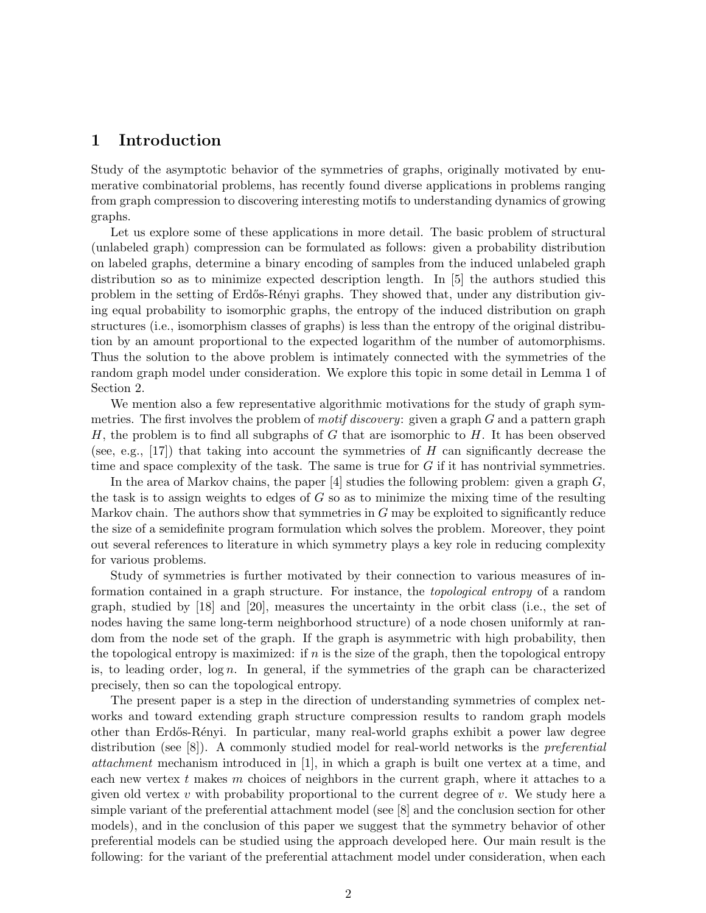# 1 Introduction

Study of the asymptotic behavior of the symmetries of graphs, originally motivated by enumerative combinatorial problems, has recently found diverse applications in problems ranging from graph compression to discovering interesting motifs to understanding dynamics of growing graphs.

Let us explore some of these applications in more detail. The basic problem of structural (unlabeled graph) compression can be formulated as follows: given a probability distribution on labeled graphs, determine a binary encoding of samples from the induced unlabeled graph distribution so as to minimize expected description length. In [5] the authors studied this problem in the setting of Erdős-Rényi graphs. They showed that, under any distribution giving equal probability to isomorphic graphs, the entropy of the induced distribution on graph structures (i.e., isomorphism classes of graphs) is less than the entropy of the original distribution by an amount proportional to the expected logarithm of the number of automorphisms. Thus the solution to the above problem is intimately connected with the symmetries of the random graph model under consideration. We explore this topic in some detail in Lemma 1 of Section 2.

We mention also a few representative algorithmic motivations for the study of graph symmetries. The first involves the problem of *motif discovery*: given a graph $G$ and a pattern graph $H$, the problem is to find all subgraphs of $G$ that are isomorphic to $H$. It has been observed (see, e.g., [17]) that taking into account the symmetries of $H$ can significantly decrease the time and space complexity of the task. The same is true for $G$ if it has nontrivial symmetries.

In the area of Markov chains, the paper [4] studies the following problem: given a graph $G$, the task is to assign weights to edges of $G$ so as to minimize the mixing time of the resulting Markov chain. The authors show that symmetries in $G$ may be exploited to significantly reduce the size of a semidefinite program formulation which solves the problem. Moreover, they point out several references to literature in which symmetry plays a key role in reducing complexity for various problems.

Study of symmetries is further motivated by their connection to various measures of information contained in a graph structure. For instance, the *topological entropy* of a random graph, studied by [18] and [20], measures the uncertainty in the orbit class (i.e., the set of nodes having the same long-term neighborhood structure) of a node chosen uniformly at random from the node set of the graph. If the graph is asymmetric with high probability, then the topological entropy is maximized: if $n$ is the size of the graph, then the topological entropy is, to leading order, $\log n$. In general, if the symmetries of the graph can be characterized precisely, then so can the topological entropy.

The present paper is a step in the direction of understanding symmetries of complex networks and toward extending graph structure compression results to random graph models other than Erdős-Rényi. In particular, many real-world graphs exhibit a power law degree distribution (see [8]). A commonly studied model for real-world networks is the *preferential attachment* mechanism introduced in [1], in which a graph is built one vertex at a time, and each new vertex $t$ makes $m$ choices of neighbors in the current graph, where it attaches to a given old vertex $v$ with probability proportional to the current degree of $v$. We study here a simple variant of the preferential attachment model (see [8] and the conclusion section for other models), and in the conclusion of this paper we suggest that the symmetry behavior of other preferential models can be studied using the approach developed here. Our main result is the following: for the variant of the preferential attachment model under consideration, when each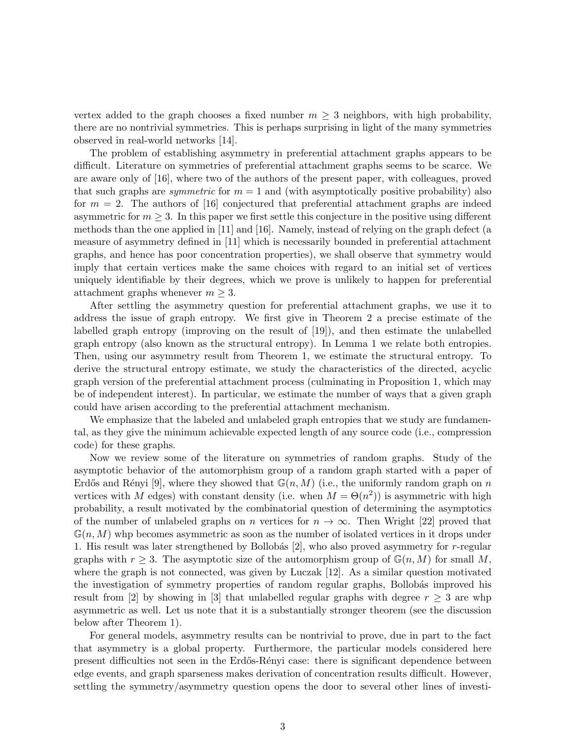vertex added to the graph chooses a fixed number $m \geq 3$ neighbors, with high probability, there are no nontrivial symmetries. This is perhaps surprising in light of the many symmetries observed in real-world networks [14].

The problem of establishing asymmetry in preferential attachment graphs appears to be difficult. Literature on symmetries of preferential attachment graphs seems to be scarce. We are aware only of [16], where two of the authors of the present paper, with colleagues, proved that such graphs are *symmetric* for $m = 1$ and (with asymptotically positive probability) also for $m = 2$. The authors of [16] conjectured that preferential attachment graphs are indeed asymmetric for $m \geq 3$. In this paper we first settle this conjecture in the positive using different methods than the one applied in [11] and [16]. Namely, instead of relying on the graph defect (a measure of asymmetry defined in [11] which is necessarily bounded in preferential attachment graphs, and hence has poor concentration properties), we shall observe that symmetry would imply that certain vertices make the same choices with regard to an initial set of vertices uniquely identifiable by their degrees, which we prove is unlikely to happen for preferential attachment graphs whenever $m \geq 3$.

After settling the asymmetry question for preferential attachment graphs, we use it to address the issue of graph entropy. We first give in Theorem 2 a precise estimate of the labelled graph entropy (improving on the result of [19]), and then estimate the unlabelled graph entropy (also known as the structural entropy). In Lemma 1 we relate both entropies. Then, using our asymmetry result from Theorem 1, we estimate the structural entropy. To derive the structural entropy estimate, we study the characteristics of the directed, acyclic graph version of the preferential attachment process (culminating in Proposition 1, which may be of independent interest). In particular, we estimate the number of ways that a given graph could have arisen according to the preferential attachment mechanism.

We emphasize that the labeled and unlabeled graph entropies that we study are fundamental, as they give the minimum achievable expected length of any source code (i.e., compression code) for these graphs.

Now we review some of the literature on symmetries of random graphs. Study of the asymptotic behavior of the automorphism group of a random graph started with a paper of Erdős and Rényi [9], where they showed that $\mathbb{G}(n, M)$ (i.e., the uniformly random graph on $n$ vertices with $M$ edges) with constant density (i.e. when $M = \Theta(n^2)$) is asymmetric with high probability, a result motivated by the combinatorial question of determining the asymptotics of the number of unlabeled graphs on $n$ vertices for $n \to \infty$. Then Wright [22] proved that $\mathbb{G}(n, M)$ whp becomes asymmetric as soon as the number of isolated vertices in it drops under 1. His result was later strengthened by Bollobás [2], who also proved asymmetry for $r$-regular graphs with $r \geq 3$. The asymptotic size of the automorphism group of $\mathbb{G}(n, M)$ for small $M$, where the graph is not connected, was given by Łuczak [12]. As a similar question motivated the investigation of symmetry properties of random regular graphs, Bollobás improved his result from [2] by showing in [3] that unlabelled regular graphs with degree $r \geq 3$ are whp asymmetric as well. Let us note that it is a substantially stronger theorem (see the discussion below after Theorem 1).

For general models, asymmetry results can be nontrivial to prove, due in part to the fact that asymmetry is a global property. Furthermore, the particular models considered here present difficulties not seen in the Erdős-Rényi case: there is significant dependence between edge events, and graph sparseness makes derivation of concentration results difficult. However, settling the symmetry/asymmetry question opens the door to several other lines of investi-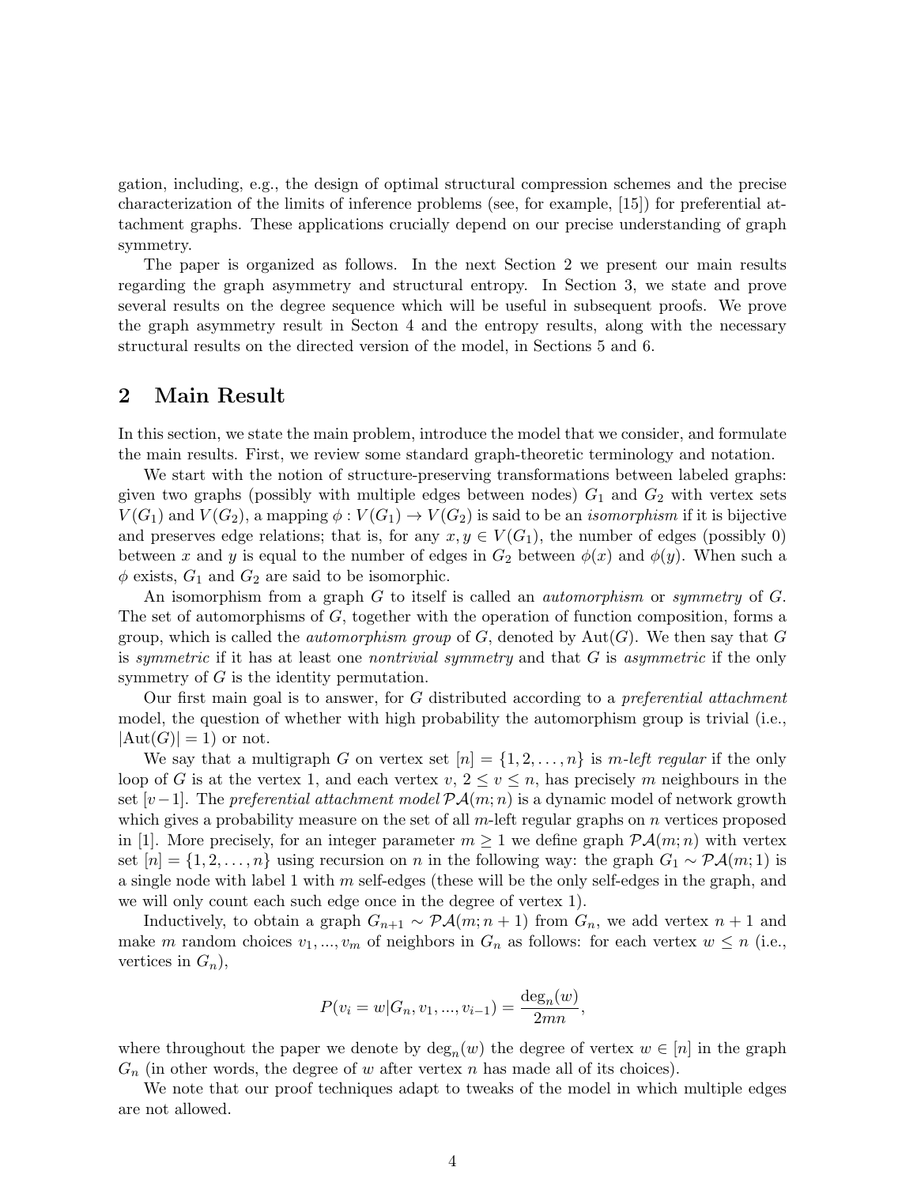gation, including, e.g., the design of optimal structural compression schemes and the precise characterization of the limits of inference problems (see, for example, [15]) for preferential attachment graphs. These applications crucially depend on our precise understanding of graph symmetry.

The paper is organized as follows. In the next Section 2 we present our main results regarding the graph asymmetry and structural entropy. In Section 3, we state and prove several results on the degree sequence which will be useful in subsequent proofs. We prove the graph asymmetry result in Secton 4 and the entropy results, along with the necessary structural results on the directed version of the model, in Sections 5 and 6.

## 2 Main Result

In this section, we state the main problem, introduce the model that we consider, and formulate the main results. First, we review some standard graph-theoretic terminology and notation.

We start with the notion of structure-preserving transformations between labeled graphs: given two graphs (possibly with multiple edges between nodes) $G_1$ and $G_2$ with vertex sets $V(G_1)$ and $V(G_2)$, a mapping $\phi : V(G_1) \to V(G_2)$ is said to be an *isomorphism* if it is bijective and preserves edge relations; that is, for any $x, y \in V(G_1)$, the number of edges (possibly 0) between $x$ and $y$ is equal to the number of edges in $G_2$ between $\phi(x)$ and $\phi(y)$. When such a $\phi$ exists, $G_1$ and $G_2$ are said to be isomorphic.

An isomorphism from a graph $G$ to itself is called an *automorphism* or *symmetry* of $G$. The set of automorphisms of $G$, together with the operation of function composition, forms a group, which is called the *automorphism group* of $G$, denoted by $\mathrm{Aut}(G)$. We then say that $G$ is *symmetric* if it has at least one *nontrivial symmetry* and that $G$ is *asymmetric* if the only symmetry of $G$ is the identity permutation.

Our first main goal is to answer, for $G$ distributed according to a *preferential attachment* model, the question of whether with high probability the automorphism group is trivial (i.e., $|\mathrm{Aut}(G)| = 1$) or not.

We say that a multigraph $G$ on vertex set $[n] = \{1, 2, \ldots, n\}$ is *m-left regular* if the only loop of $G$ is at the vertex 1, and each vertex $v$, $2 \le v \le n$, has precisely $m$ neighbours in the set $[v-1]$. The *preferential attachment model* $\mathcal{PA}(m; n)$ is a dynamic model of network growth which gives a probability measure on the set of all $m$-left regular graphs on $n$ vertices proposed in [1]. More precisely, for an integer parameter $m \ge 1$ we define graph $\mathcal{PA}(m; n)$ with vertex set $[n] = \{1, 2, \ldots, n\}$ using recursion on $n$ in the following way: the graph $G_1 \sim \mathcal{PA}(m; 1)$ is a single node with label 1 with $m$ self-edges (these will be the only self-edges in the graph, and we will only count each such edge once in the degree of vertex 1).

Inductively, to obtain a graph $G_{n+1} \sim \mathcal{PA}(m; n+1)$ from $G_n$, we add vertex $n+1$ and make $m$ random choices $v_1, ..., v_m$ of neighbors in $G_n$ as follows: for each vertex $w \le n$ (i.e., vertices in $G_n$),

$$P(v_i = w | G_n, v_1, ..., v_{i-1}) = \frac{\deg_n(w)}{2mn},$$

where throughout the paper we denote by $\deg_n(w)$ the degree of vertex $w \in [n]$ in the graph $G_n$ (in other words, the degree of $w$ after vertex $n$ has made all of its choices).

We note that our proof techniques adapt to tweaks of the model in which multiple edges are not allowed.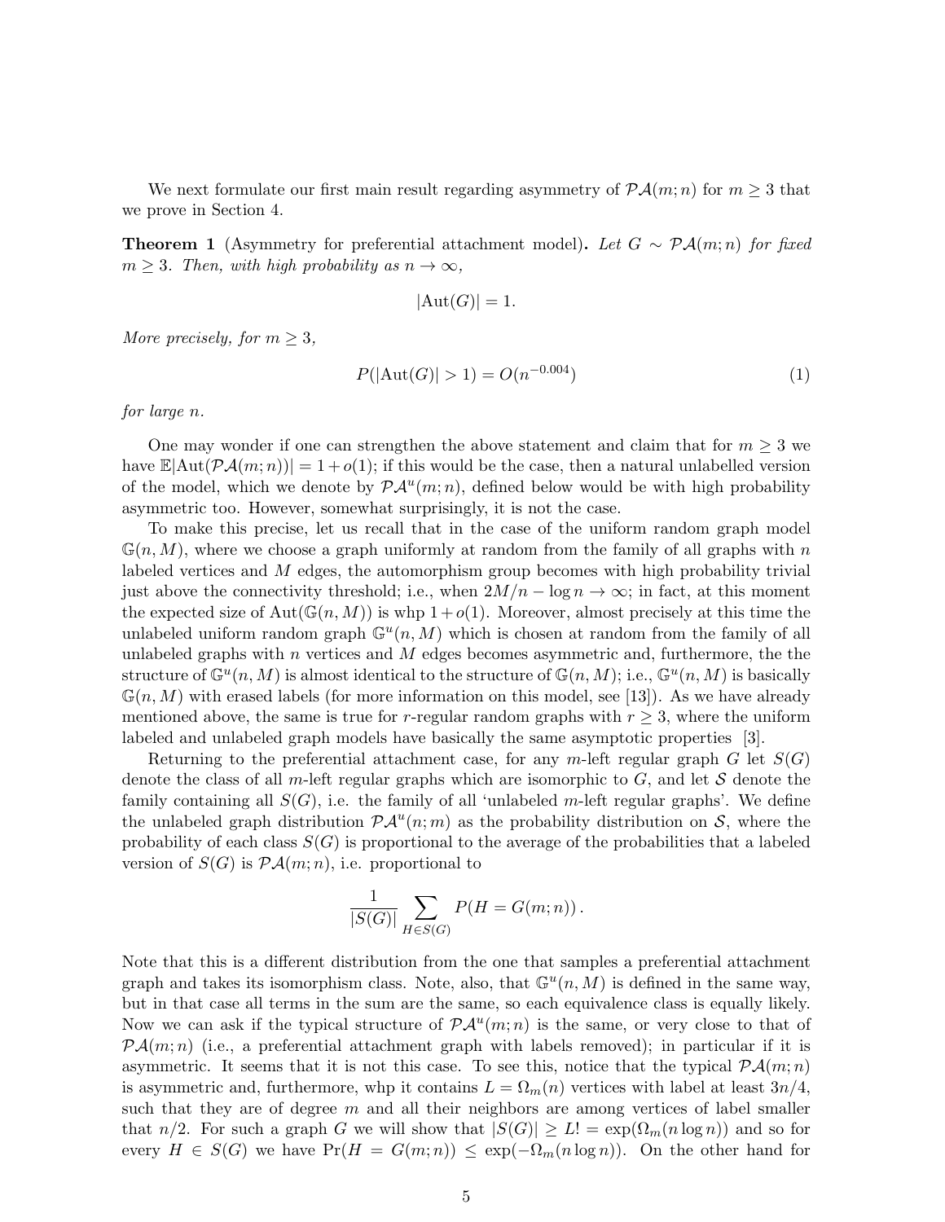We next formulate our first main result regarding asymmetry of $\mathcal{PA}(m;n)$ for $m \geq 3$ that we prove in Section 4.

**Theorem 1** (Asymmetry for preferential attachment model)**.** *Let $G \sim \mathcal{PA}(m;n)$ for fixed $m \geq 3$. Then, with high probability as $n \to \infty$,*

$$|\mathrm{Aut}(G)| = 1.$$

*More precisely, for $m \geq 3$,*

$$P(|\mathrm{Aut}(G)| > 1) = O(n^{-0.004}) \tag{1}$$

*for large $n$.*

One may wonder if one can strengthen the above statement and claim that for $m \geq 3$ we have $\mathbb{E}|\mathrm{Aut}(\mathcal{PA}(m;n))| = 1 + o(1)$; if this would be the case, then a natural unlabelled version of the model, which we denote by $\mathcal{PA}^u(m;n)$, defined below would be with high probability asymmetric too. However, somewhat surprisingly, it is not the case.

To make this precise, let us recall that in the case of the uniform random graph model $\mathbb{G}(n,M)$, where we choose a graph uniformly at random from the family of all graphs with $n$ labeled vertices and $M$ edges, the automorphism group becomes with high probability trivial just above the connectivity threshold; i.e., when $2M/n - \log n \to \infty$; in fact, at this moment the expected size of $\mathrm{Aut}(\mathbb{G}(n,M))$ is whp $1 + o(1)$. Moreover, almost precisely at this time the unlabeled uniform random graph $\mathbb{G}^u(n,M)$ which is chosen at random from the family of all unlabeled graphs with $n$ vertices and $M$ edges becomes asymmetric and, furthermore, the the structure of $\mathbb{G}^u(n,M)$ is almost identical to the structure of $\mathbb{G}(n,M)$; i.e., $\mathbb{G}^u(n,M)$ is basically $\mathbb{G}(n,M)$ with erased labels (for more information on this model, see [13]). As we have already mentioned above, the same is true for $r$-regular random graphs with $r \geq 3$, where the uniform labeled and unlabeled graph models have basically the same asymptotic properties [3].

Returning to the preferential attachment case, for any $m$-left regular graph $G$ let $S(G)$ denote the class of all $m$-left regular graphs which are isomorphic to $G$, and let $\mathcal{S}$ denote the family containing all $S(G)$, i.e. the family of all 'unlabeled $m$-left regular graphs'. We define the unlabeled graph distribution $\mathcal{PA}^u(n;m)$ as the probability distribution on $\mathcal{S}$, where the probability of each class $S(G)$ is proportional to the average of the probabilities that a labeled version of $S(G)$ is $\mathcal{PA}(m;n)$, i.e. proportional to

$$\frac{1}{|S(G)|} \sum_{H \in S(G)} P(H = G(m;n))\,.$$

Note that this is a different distribution from the one that samples a preferential attachment graph and takes its isomorphism class. Note, also, that $\mathbb{G}^u(n,M)$ is defined in the same way, but in that case all terms in the sum are the same, so each equivalence class is equally likely. Now we can ask if the typical structure of $\mathcal{PA}^u(m;n)$ is the same, or very close to that of $\mathcal{PA}(m;n)$ (i.e., a preferential attachment graph with labels removed); in particular if it is asymmetric. It seems that it is not this case. To see this, notice that the typical $\mathcal{PA}(m;n)$ is asymmetric and, furthermore, whp it contains $L = \Omega_m(n)$ vertices with label at least $3n/4$, such that they are of degree $m$ and all their neighbors are among vertices of label smaller that $n/2$. For such a graph $G$ we will show that $|S(G)| \geq L! = \exp(\Omega_m(n \log n))$ and so for every $H \in S(G)$ we have $\Pr(H = G(m;n)) \leq \exp(-\Omega_m(n \log n))$. On the other hand for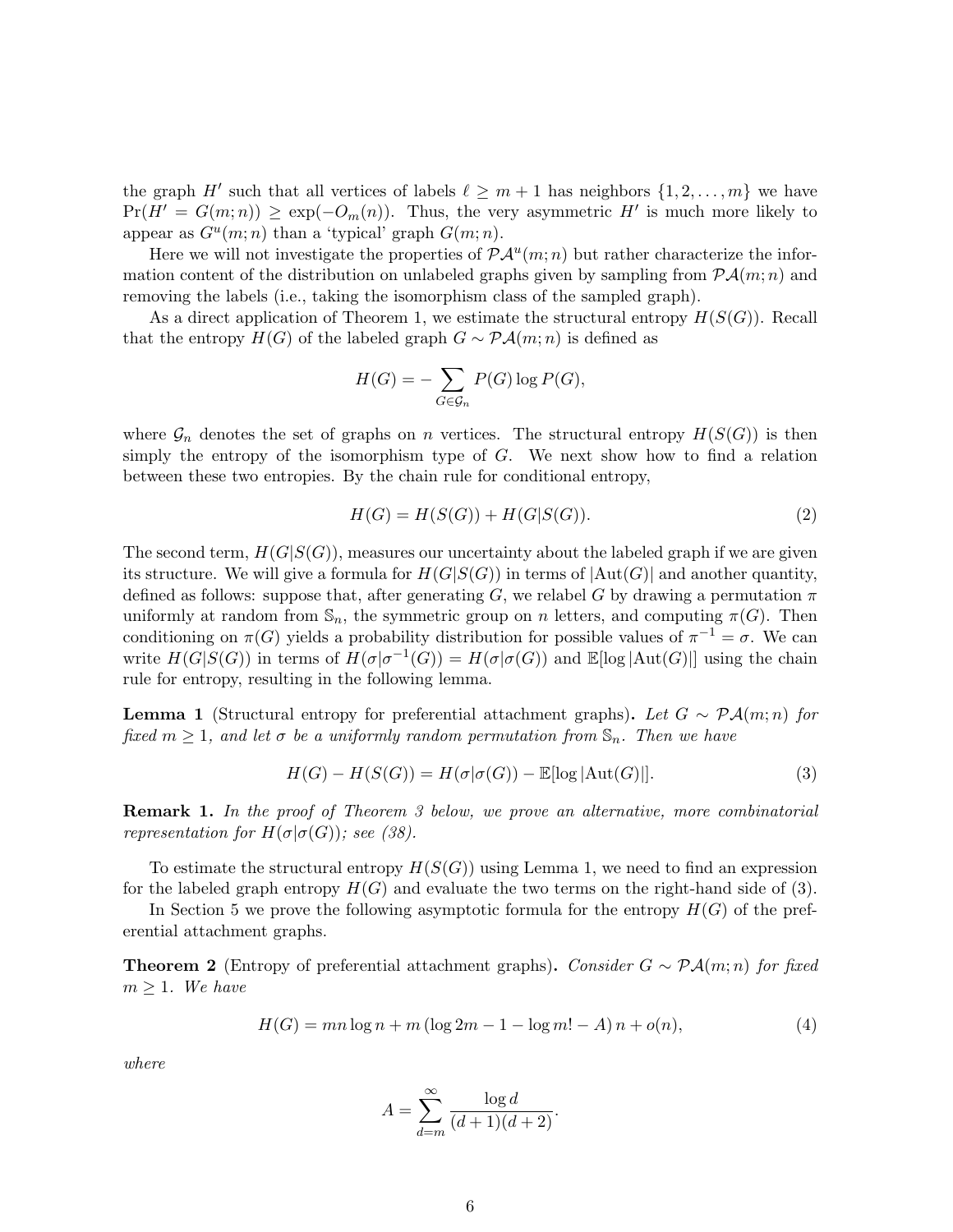the graph $H'$ such that all vertices of labels $\ell \geq m+1$ has neighbors $\{1, 2, \dots, m\}$ we have $\Pr(H' = G(m;n)) \geq \exp(-O_m(n))$. Thus, the very asymmetric $H'$ is much more likely to appear as $G^u(m;n)$ than a 'typical' graph $G(m;n)$.

Here we will not investigate the properties of $\mathcal{PA}^u(m;n)$ but rather characterize the information content of the distribution on unlabeled graphs given by sampling from $\mathcal{PA}(m;n)$ and removing the labels (i.e., taking the isomorphism class of the sampled graph).

As a direct application of Theorem 1, we estimate the structural entropy $H(S(G))$. Recall that the entropy $H(G)$ of the labeled graph $G \sim \mathcal{PA}(m;n)$ is defined as

$$H(G) = -\sum_{G \in \mathcal{G}_n} P(G) \log P(G),$$

where $\mathcal{G}_n$ denotes the set of graphs on $n$ vertices. The structural entropy $H(S(G))$ is then simply the entropy of the isomorphism type of $G$. We next show how to find a relation between these two entropies. By the chain rule for conditional entropy,

$$H(G) = H(S(G)) + H(G|S(G)). \tag{2}$$

The second term, $H(G|S(G))$, measures our uncertainty about the labeled graph if we are given its structure. We will give a formula for $H(G|S(G))$ in terms of $|\mathrm{Aut}(G)|$ and another quantity, defined as follows: suppose that, after generating $G$, we relabel $G$ by drawing a permutation $\pi$ uniformly at random from $\mathbb{S}_n$, the symmetric group on $n$ letters, and computing $\pi(G)$. Then conditioning on $\pi(G)$ yields a probability distribution for possible values of $\pi^{-1} = \sigma$. We can write $H(G|S(G))$ in terms of $H(\sigma|\sigma^{-1}(G)) = H(\sigma|\sigma(G))$ and $\mathbb{E}[\log|\mathrm{Aut}(G)|]$ using the chain rule for entropy, resulting in the following lemma.

**Lemma 1** (Structural entropy for preferential attachment graphs)**.** *Let $G \sim \mathcal{PA}(m;n)$ for fixed $m \geq 1$, and let $\sigma$ be a uniformly random permutation from $\mathbb{S}_n$. Then we have*

$$H(G) - H(S(G)) = H(\sigma|\sigma(G)) - \mathbb{E}[\log|\mathrm{Aut}(G)|]. \tag{3}$$

**Remark 1.** *In the proof of Theorem 3 below, we prove an alternative, more combinatorial representation for $H(\sigma|\sigma(G))$; see (38).*

To estimate the structural entropy $H(S(G))$ using Lemma 1, we need to find an expression for the labeled graph entropy $H(G)$ and evaluate the two terms on the right-hand side of (3).

In Section 5 we prove the following asymptotic formula for the entropy $H(G)$ of the preferential attachment graphs.

**Theorem 2** (Entropy of preferential attachment graphs)**.** *Consider $G \sim \mathcal{PA}(m;n)$ for fixed $m \geq 1$. We have*

$$H(G) = mn\log n + m\left(\log 2m - 1 - \log m! - A\right)n + o(n), \tag{4}$$

*where*

$$A = \sum_{d=m}^{\infty} \frac{\log d}{(d+1)(d+2)}.$$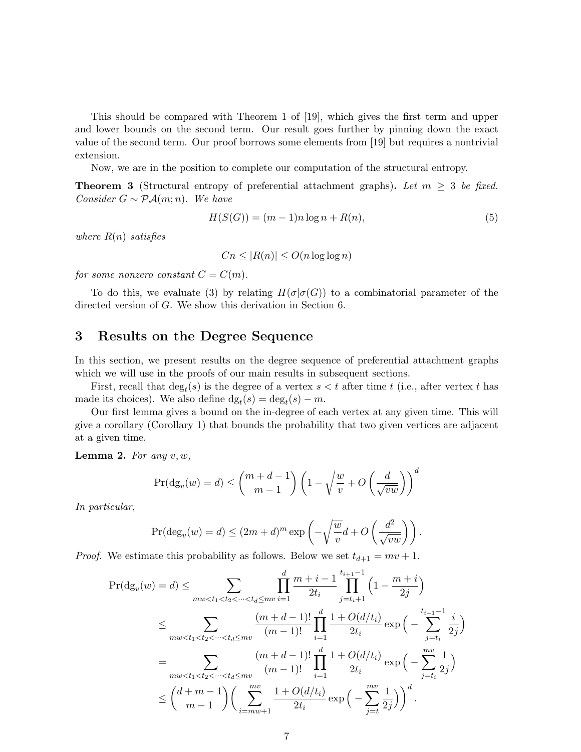This should be compared with Theorem 1 of [19], which gives the first term and upper and lower bounds on the second term. Our result goes further by pinning down the exact value of the second term. Our proof borrows some elements from [19] but requires a nontrivial extension.

Now, we are in the position to complete our computation of the structural entropy.

**Theorem 3** (Structural entropy of preferential attachment graphs)**.** *Let $m \geq 3$ be fixed. Consider $G \sim \mathcal{PA}(m; n)$. We have*

$$H(S(G)) = (m-1)n \log n + R(n), \tag{5}$$

*where $R(n)$ satisfies*

$$Cn \leq |R(n)| \leq O(n \log \log n)$$

*for some nonzero constant $C = C(m)$.*

To do this, we evaluate (3) by relating $H(\sigma|\sigma(G))$ to a combinatorial parameter of the directed version of $G$. We show this derivation in Section 6.

## 3 Results on the Degree Sequence

In this section, we present results on the degree sequence of preferential attachment graphs which we will use in the proofs of our main results in subsequent sections.

First, recall that $\deg_t(s)$ is the degree of a vertex $s < t$ after time $t$ (i.e., after vertex $t$ has made its choices). We also define $\mathrm{dg}_t(s) = \deg_t(s) - m$.

Our first lemma gives a bound on the in-degree of each vertex at any given time. This will give a corollary (Corollary 1) that bounds the probability that two given vertices are adjacent at a given time.

**Lemma 2.** *For any $v, w$,*

$$\Pr(\mathrm{dg}_v(w) = d) \leq \binom{m+d-1}{m-1} \left(1 - \sqrt{\frac{w}{v}} + O\left(\frac{d}{\sqrt{vw}}\right)\right)^d$$

*In particular,*

$$\Pr(\deg_v(w) = d) \leq (2m+d)^m \exp\left(-\sqrt{\frac{w}{v}} d + O\left(\frac{d^2}{\sqrt{vw}}\right)\right).$$

*Proof.* We estimate this probability as follows. Below we set $t_{d+1} = mv + 1$.

$$\begin{aligned}
\Pr(\mathrm{dg}_v(w) = d) &\leq \sum_{mw < t_1 < t_2 < \cdots < t_d \leq mv} \prod_{i=1}^{d} \frac{m+i-1}{2t_i} \prod_{j=t_i+1}^{t_{i+1}-1} \Big(1 - \frac{m+i}{2j}\Big) \\
&\leq \sum_{mw < t_1 < t_2 < \cdots < t_d \leq mv} \frac{(m+d-1)!}{(m-1)!} \prod_{i=1}^{d} \frac{1 + O(d/t_i)}{2t_i} \exp\Big(-\sum_{j=t_i}^{t_{i+1}-1} \frac{i}{2j}\Big) \\
&= \sum_{mw < t_1 < t_2 < \cdots < t_d \leq mv} \frac{(m+d-1)!}{(m-1)!} \prod_{i=1}^{d} \frac{1 + O(d/t_i)}{2t_i} \exp\Big(-\sum_{j=t_i}^{mv} \frac{1}{2j}\Big) \\
&\leq \binom{d+m-1}{m-1} \Big(\sum_{i=mw+1}^{mv} \frac{1 + O(d/t_i)}{2t_i} \exp\Big(-\sum_{j=t}^{mv} \frac{1}{2j}\Big)\Big)^d.
\end{aligned}$$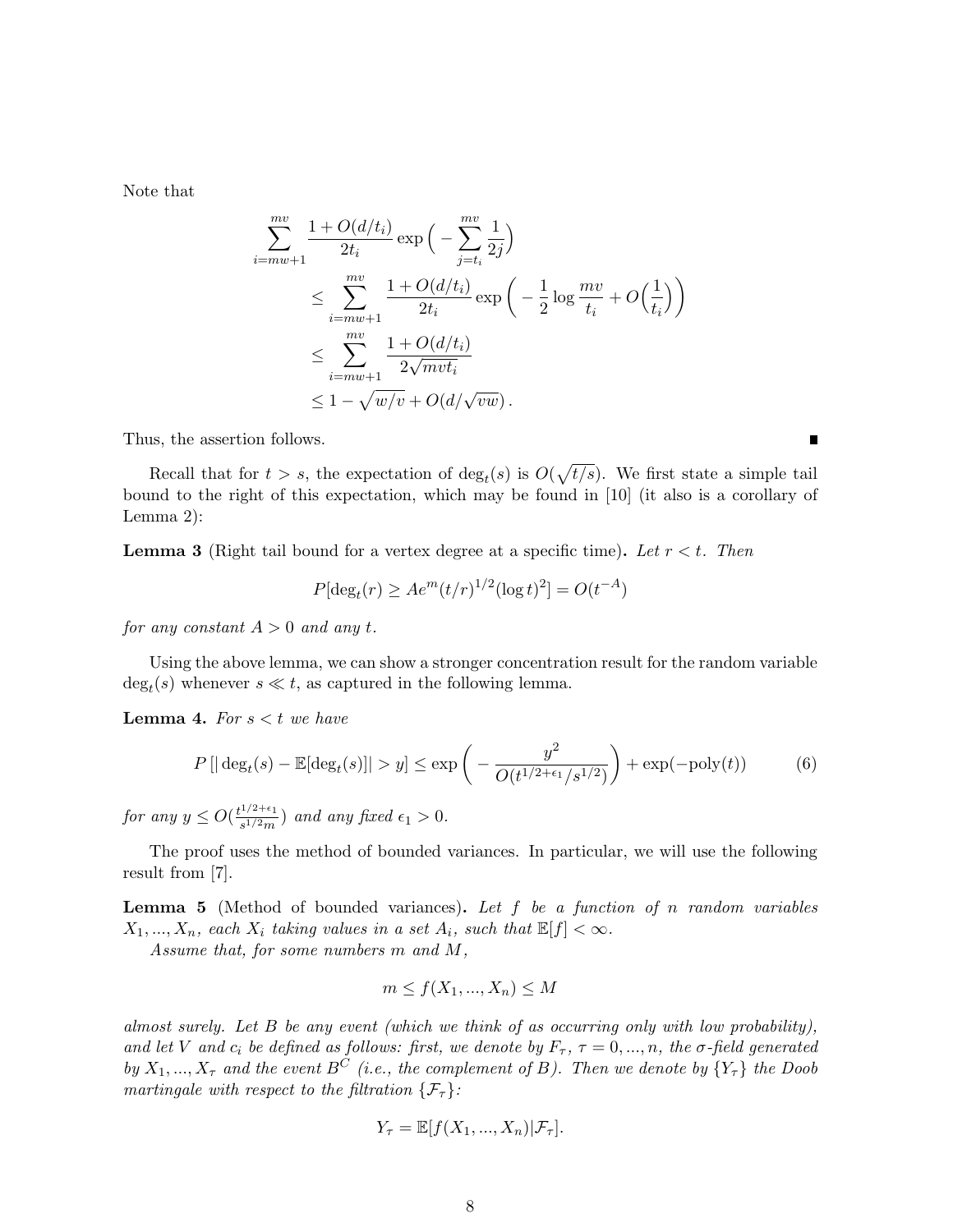Note that

$$
\begin{aligned}
&\sum_{i=mw+1}^{mv} \frac{1+O(d/t_i)}{2t_i} \exp\Big(-\sum_{j=t_i}^{mv} \frac{1}{2j}\Big) \\
&\qquad \le \sum_{i=mw+1}^{mv} \frac{1+O(d/t_i)}{2t_i} \exp\bigg(-\frac{1}{2}\log\frac{mv}{t_i} + O\Big(\frac{1}{t_i}\Big)\bigg) \\
&\qquad \le \sum_{i=mw+1}^{mv} \frac{1+O(d/t_i)}{2\sqrt{mvt_i}} \\
&\qquad \le 1 - \sqrt{w/v} + O(d/\sqrt{vw})\,.
\end{aligned}
$$

Thus, the assertion follows. ∎

Recall that for $t > s$, the expectation of $\deg_t(s)$ is $O(\sqrt{t/s})$. We first state a simple tail bound to the right of this expectation, which may be found in [10] (it also is a corollary of Lemma 2):

**Lemma 3** (Right tail bound for a vertex degree at a specific time)**.** *Let $r < t$. Then*

$$
P[\deg_t(r) \ge Ae^m (t/r)^{1/2} (\log t)^2] = O(t^{-A})
$$

*for any constant $A > 0$ and any $t$.*

Using the above lemma, we can show a stronger concentration result for the random variable $\deg_t(s)$ whenever $s \ll t$, as captured in the following lemma.

**Lemma 4.** *For $s < t$ we have*

$$
P\left[|\deg_t(s) - \mathbb{E}[\deg_t(s)]| > y\right] \le \exp\bigg(-\frac{y^2}{O(t^{1/2+\epsilon_1}/s^{1/2})}\bigg) + \exp(-\text{poly}(t)) \tag{6}
$$

*for any $y \le O(\frac{t^{1/2+\epsilon_1}}{s^{1/2}m})$ and any fixed $\epsilon_1 > 0$.*

The proof uses the method of bounded variances. In particular, we will use the following result from [7].

**Lemma 5** (Method of bounded variances)**.** *Let $f$ be a function of $n$ random variables $X_1, ..., X_n$, each $X_i$ taking values in a set $A_i$, such that $\mathbb{E}[f] < \infty$.*

*Assume that, for some numbers $m$ and $M$,*

$$
m \le f(X_1, ..., X_n) \le M
$$

*almost surely. Let $B$ be any event (which we think of as occurring only with low probability), and let $V$ and $c_i$ be defined as follows: first, we denote by $F_\tau$, $\tau = 0, ..., n$, the $\sigma$-field generated by $X_1, ..., X_\tau$ and the event $B^C$ (i.e., the complement of $B$). Then we denote by $\{Y_\tau\}$ the Doob martingale with respect to the filtration $\{\mathcal{F}_\tau\}$:*

$$
Y_\tau = \mathbb{E}[f(X_1, ..., X_n) | \mathcal{F}_\tau].
$$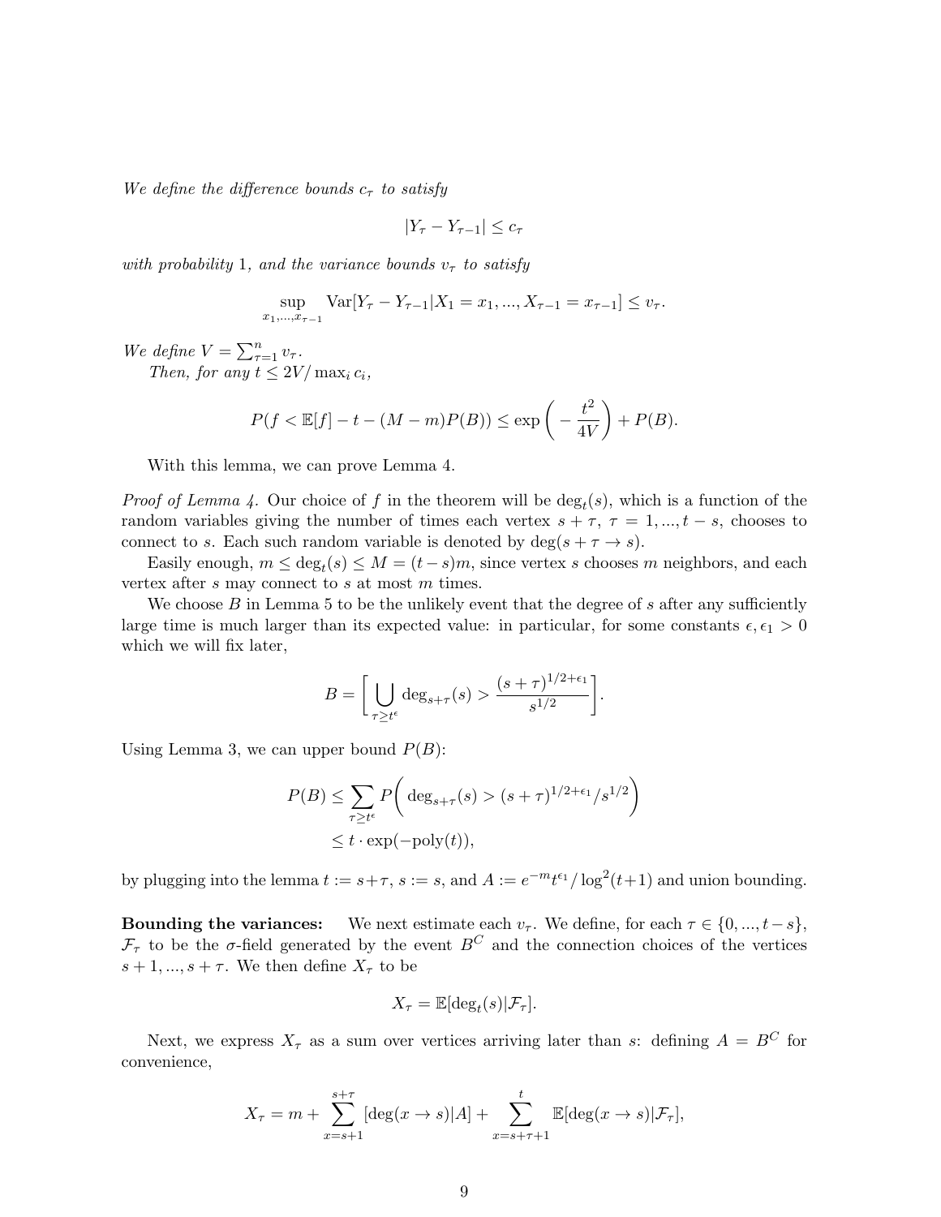*We define the difference bounds $c_\tau$ to satisfy*

$$|Y_\tau - Y_{\tau-1}| \leq c_\tau$$

*with probability 1, and the variance bounds $v_\tau$ to satisfy*

$$\sup_{x_1,...,x_{\tau-1}} \text{Var}[Y_\tau - Y_{\tau-1}|X_1 = x_1, ..., X_{\tau-1} = x_{\tau-1}] \leq v_\tau.$$

*We define $V = \sum_{\tau=1}^{n} v_\tau$.*

*Then, for any $t \leq 2V/\max_i c_i$,*

$$P(f < \mathbb{E}[f] - t - (M-m)P(B)) \leq \exp\bigg(-\frac{t^2}{4V}\bigg) + P(B).$$

With this lemma, we can prove Lemma 4.

*Proof of Lemma 4.* Our choice of $f$ in the theorem will be $\deg_t(s)$, which is a function of the random variables giving the number of times each vertex $s+\tau$, $\tau = 1, ..., t-s$, chooses to connect to $s$. Each such random variable is denoted by $\deg(s+\tau \to s)$.

Easily enough, $m \leq \deg_t(s) \leq M = (t-s)m$, since vertex $s$ chooses $m$ neighbors, and each vertex after $s$ may connect to $s$ at most $m$ times.

We choose $B$ in Lemma 5 to be the unlikely event that the degree of $s$ after any sufficiently large time is much larger than its expected value: in particular, for some constants $\epsilon, \epsilon_1 > 0$ which we will fix later,

$$B = \bigg[\bigcup_{\tau \geq t^\epsilon} \deg_{s+\tau}(s) > \frac{(s+\tau)^{1/2+\epsilon_1}}{s^{1/2}}\bigg].$$

Using Lemma 3, we can upper bound $P(B)$:

$$\begin{aligned}
P(B) &\leq \sum_{\tau \geq t^\epsilon} P\bigg(\deg_{s+\tau}(s) > (s+\tau)^{1/2+\epsilon_1}/s^{1/2}\bigg) \\
&\leq t \cdot \exp(-\text{poly}(t)),
\end{aligned}$$

by plugging into the lemma $t := s+\tau$, $s := s$, and $A := e^{-m}t^{\epsilon_1}/\log^2(t+1)$ and union bounding.

**Bounding the variances:** We next estimate each $v_\tau$. We define, for each $\tau \in \{0, ..., t-s\}$, $\mathcal{F}_\tau$ to be the $\sigma$-field generated by the event $B^C$ and the connection choices of the vertices $s+1, ..., s+\tau$. We then define $X_\tau$ to be

$$X_\tau = \mathbb{E}[\deg_t(s)|\mathcal{F}_\tau].$$

Next, we express $X_\tau$ as a sum over vertices arriving later than $s$: defining $A = B^C$ for convenience,

$$X_\tau = m + \sum_{x=s+1}^{s+\tau} [\deg(x \to s)|A] + \sum_{x=s+\tau+1}^{t} \mathbb{E}[\deg(x \to s)|\mathcal{F}_\tau],$$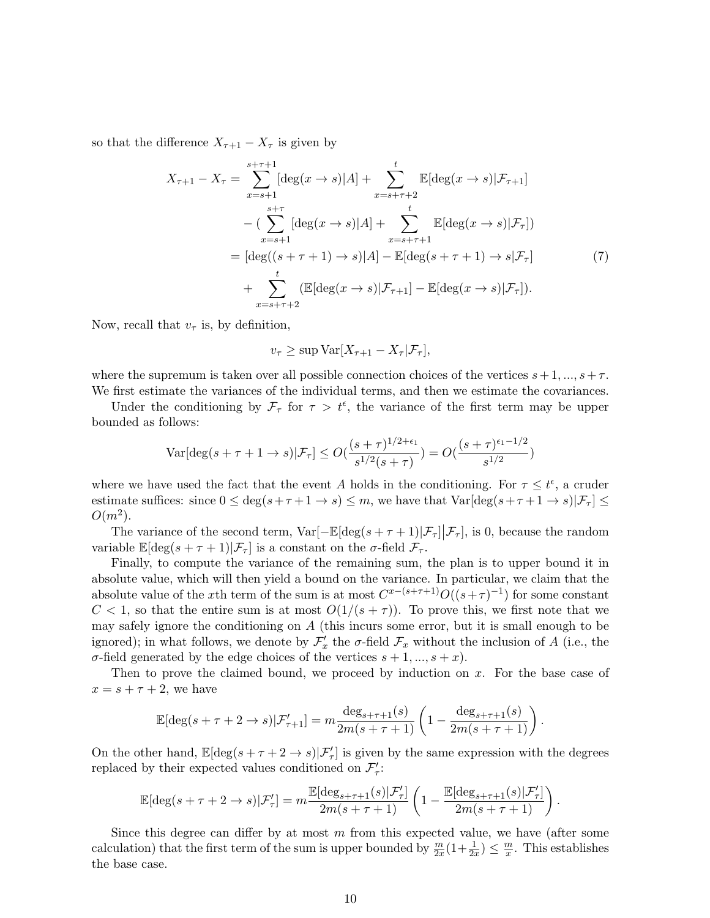so that the difference $X_{\tau+1} - X_\tau$ is given by

$$
\begin{aligned}
X_{\tau+1} - X_\tau &= \sum_{x=s+1}^{s+\tau+1} [\deg(x \to s)|A] + \sum_{x=s+\tau+2}^{t} \mathbb{E}[\deg(x \to s)|\mathcal{F}_{\tau+1}] \\
&\quad - (\sum_{x=s+1}^{s+\tau} [\deg(x \to s)|A] + \sum_{x=s+\tau+1}^{t} \mathbb{E}[\deg(x \to s)|\mathcal{F}_\tau]) \\
&= [\deg((s+\tau+1) \to s)|A] - \mathbb{E}[\deg(s+\tau+1) \to s|\mathcal{F}_\tau] \\
&\quad + \sum_{x=s+\tau+2}^{t} (\mathbb{E}[\deg(x \to s)|\mathcal{F}_{\tau+1}] - \mathbb{E}[\deg(x \to s)|\mathcal{F}_\tau]).
\end{aligned} \tag{7}
$$

Now, recall that $v_\tau$ is, by definition,

$$
v_\tau \geq \sup \mathrm{Var}[X_{\tau+1} - X_\tau|\mathcal{F}_\tau],
$$

where the supremum is taken over all possible connection choices of the vertices $s+1, ..., s+\tau$. We first estimate the variances of the individual terms, and then we estimate the covariances.

Under the conditioning by $\mathcal{F}_\tau$ for $\tau > t^\epsilon$, the variance of the first term may be upper bounded as follows:

$$
\mathrm{Var}[\deg(s+\tau+1 \to s)|\mathcal{F}_\tau] \leq O(\frac{(s+\tau)^{1/2+\epsilon_1}}{s^{1/2}(s+\tau)}) = O(\frac{(s+\tau)^{\epsilon_1 - 1/2}}{s^{1/2}})
$$

where we have used the fact that the event $A$ holds in the conditioning. For $\tau \leq t^\epsilon$, a cruder estimate suffices: since $0 \leq \deg(s+\tau+1 \to s) \leq m$, we have that $\mathrm{Var}[\deg(s+\tau+1 \to s)|\mathcal{F}_\tau] \leq O(m^2)$.

The variance of the second term, $\mathrm{Var}[-\mathbb{E}[\deg(s+\tau+1)|\mathcal{F}_\tau]\big|\mathcal{F}_\tau]$, is 0, because the random variable $\mathbb{E}[\deg(s+\tau+1)|\mathcal{F}_\tau]$ is a constant on the $\sigma$-field $\mathcal{F}_\tau$.

Finally, to compute the variance of the remaining sum, the plan is to upper bound it in absolute value, which will then yield a bound on the variance. In particular, we claim that the absolute value of the $x$th term of the sum is at most $C^{x-(s+\tau+1)}O((s+\tau)^{-1})$ for some constant $C < 1$, so that the entire sum is at most $O(1/(s+\tau))$. To prove this, we first note that we may safely ignore the conditioning on $A$ (this incurs some error, but it is small enough to be ignored); in what follows, we denote by $\mathcal{F}'_x$ the $\sigma$-field $\mathcal{F}_x$ without the inclusion of $A$ (i.e., the $\sigma$-field generated by the edge choices of the vertices $s+1, ..., s+x$).

Then to prove the claimed bound, we proceed by induction on $x$. For the base case of $x = s+\tau+2$, we have

$$
\mathbb{E}[\deg(s+\tau+2 \to s)|\mathcal{F}'_{\tau+1}] = m\frac{\deg_{s+\tau+1}(s)}{2m(s+\tau+1)}\left(1 - \frac{\deg_{s+\tau+1}(s)}{2m(s+\tau+1)}\right).
$$

On the other hand, $\mathbb{E}[\deg(s+\tau+2 \to s)|\mathcal{F}'_\tau]$ is given by the same expression with the degrees replaced by their expected values conditioned on $\mathcal{F}'_\tau$:

$$
\mathbb{E}[\deg(s+\tau+2 \to s)|\mathcal{F}'_\tau] = m\frac{\mathbb{E}[\deg_{s+\tau+1}(s)|\mathcal{F}'_\tau]}{2m(s+\tau+1)}\left(1 - \frac{\mathbb{E}[\deg_{s+\tau+1}(s)|\mathcal{F}'_\tau]}{2m(s+\tau+1)}\right).
$$

Since this degree can differ by at most $m$ from this expected value, we have (after some calculation) that the first term of the sum is upper bounded by $\frac{m}{2x}(1+\frac{1}{2x}) \leq \frac{m}{x}$. This establishes the base case.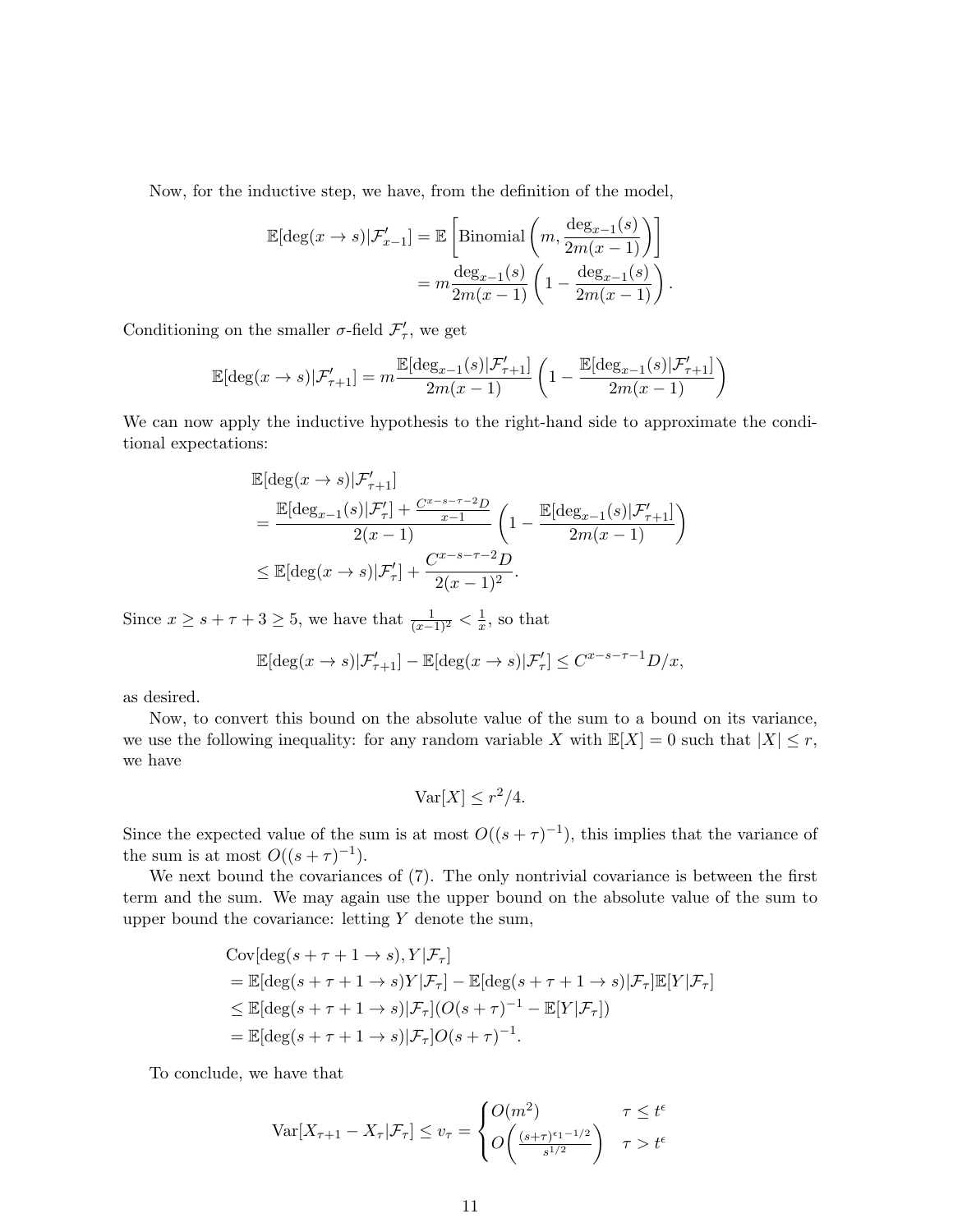Now, for the inductive step, we have, from the definition of the model,

$$
\begin{aligned}
\mathbb{E}[\deg(x \to s) | \mathcal{F}'_{x-1}] &= \mathbb{E}\left[\text{Binomial}\left(m, \frac{\deg_{x-1}(s)}{2m(x-1)}\right)\right] \\
&= m\frac{\deg_{x-1}(s)}{2m(x-1)}\left(1 - \frac{\deg_{x-1}(s)}{2m(x-1)}\right).
\end{aligned}
$$

Conditioning on the smaller $\sigma$-field $\mathcal{F}'_\tau$, we get

$$
\mathbb{E}[\deg(x \to s) | \mathcal{F}'_{\tau+1}] = m\frac{\mathbb{E}[\deg_{x-1}(s) | \mathcal{F}'_{\tau+1}]}{2m(x-1)}\left(1 - \frac{\mathbb{E}[\deg_{x-1}(s) | \mathcal{F}'_{\tau+1}]}{2m(x-1)}\right)
$$

We can now apply the inductive hypothesis to the right-hand side to approximate the conditional expectations:

$$
\begin{aligned}
&\mathbb{E}[\deg(x \to s) | \mathcal{F}'_{\tau+1}] \\
&= \frac{\mathbb{E}[\deg_{x-1}(s) | \mathcal{F}'_\tau] + \frac{C^{x-s-\tau-2}D}{x-1}}{2(x-1)}\left(1 - \frac{\mathbb{E}[\deg_{x-1}(s) | \mathcal{F}'_{\tau+1}]}{2m(x-1)}\right) \\
&\leq \mathbb{E}[\deg(x \to s) | \mathcal{F}'_\tau] + \frac{C^{x-s-\tau-2}D}{2(x-1)^2}.
\end{aligned}
$$

Since $x \geq s + \tau + 3 \geq 5$, we have that $\frac{1}{(x-1)^2} < \frac{1}{x}$, so that

$$
\mathbb{E}[\deg(x \to s) | \mathcal{F}'_{\tau+1}] - \mathbb{E}[\deg(x \to s) | \mathcal{F}'_\tau] \leq C^{x-s-\tau-1}D/x,
$$

as desired.

Now, to convert this bound on the absolute value of the sum to a bound on its variance, we use the following inequality: for any random variable $X$ with $\mathbb{E}[X] = 0$ such that $|X| \leq r$, we have

$$
\text{Var}[X] \leq r^2/4.
$$

Since the expected value of the sum is at most $O((s+\tau)^{-1})$, this implies that the variance of the sum is at most $O((s+\tau)^{-1})$.

We next bound the covariances of (7). The only nontrivial covariance is between the first term and the sum. We may again use the upper bound on the absolute value of the sum to upper bound the covariance: letting $Y$ denote the sum,

$$
\begin{aligned}
&\text{Cov}[\deg(s+\tau+1 \to s), Y | \mathcal{F}_\tau] \\
&= \mathbb{E}[\deg(s+\tau+1 \to s)Y | \mathcal{F}_\tau] - \mathbb{E}[\deg(s+\tau+1 \to s) | \mathcal{F}_\tau]\mathbb{E}[Y | \mathcal{F}_\tau] \\
&\leq \mathbb{E}[\deg(s+\tau+1 \to s) | \mathcal{F}_\tau](O(s+\tau)^{-1} - \mathbb{E}[Y | \mathcal{F}_\tau]) \\
&= \mathbb{E}[\deg(s+\tau+1 \to s) | \mathcal{F}_\tau]O(s+\tau)^{-1}.
\end{aligned}
$$

To conclude, we have that

$$
\text{Var}[X_{\tau+1} - X_\tau | \mathcal{F}_\tau] \leq v_\tau = \begin{cases} O(m^2) & \tau \leq t^\epsilon \\ O\left(\frac{(s+\tau)^{\epsilon_1 - 1/2}}{s^{1/2}}\right) & \tau > t^\epsilon \end{cases}
$$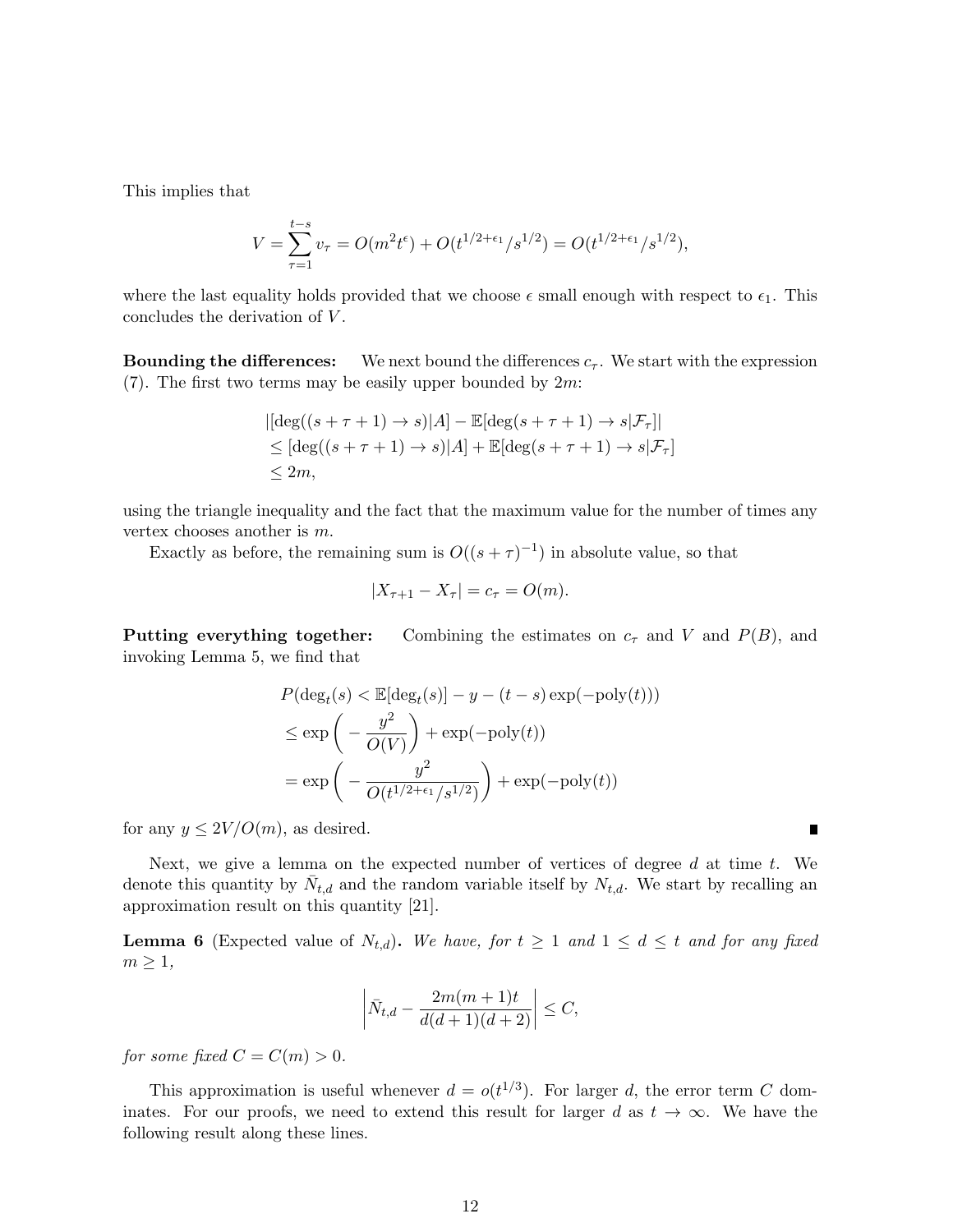This implies that

$$V = \sum_{\tau=1}^{t-s} v_\tau = O(m^2 t^\epsilon) + O(t^{1/2+\epsilon_1}/s^{1/2}) = O(t^{1/2+\epsilon_1}/s^{1/2}),$$

where the last equality holds provided that we choose $\epsilon$ small enough with respect to $\epsilon_1$. This concludes the derivation of $V$.

**Bounding the differences:** We next bound the differences $c_\tau$. We start with the expression (7). The first two terms may be easily upper bounded by $2m$:

$$\begin{aligned}
&|[\deg((s+\tau+1) \to s)|A] - \mathbb{E}[\deg(s+\tau+1) \to s|\mathcal{F}_\tau]| \\
&\leq [\deg((s+\tau+1) \to s)|A] + \mathbb{E}[\deg(s+\tau+1) \to s|\mathcal{F}_\tau] \\
&\leq 2m,
\end{aligned}$$

using the triangle inequality and the fact that the maximum value for the number of times any vertex chooses another is $m$.

Exactly as before, the remaining sum is $O((s+\tau)^{-1})$ in absolute value, so that

$$|X_{\tau+1} - X_\tau| = c_\tau = O(m).$$

**Putting everything together:** Combining the estimates on $c_\tau$ and $V$ and $P(B)$, and invoking Lemma 5, we find that

$$\begin{aligned}
&P(\deg_t(s) < \mathbb{E}[\deg_t(s)] - y - (t-s)\exp(-\mathrm{poly}(t))) \\
&\leq \exp\left(-\frac{y^2}{O(V)}\right) + \exp(-\mathrm{poly}(t)) \\
&= \exp\left(-\frac{y^2}{O(t^{1/2+\epsilon_1}/s^{1/2})}\right) + \exp(-\mathrm{poly}(t))
\end{aligned}$$

for any $y \leq 2V/O(m)$, as desired. ∎

Next, we give a lemma on the expected number of vertices of degree $d$ at time $t$. We denote this quantity by $\bar{N}_{t,d}$ and the random variable itself by $N_{t,d}$. We start by recalling an approximation result on this quantity [21].

**Lemma 6** (Expected value of $N_{t,d}$)**.** *We have, for $t \geq 1$ and $1 \leq d \leq t$ and for any fixed $m \geq 1$,*

$$\left|\bar{N}_{t,d} - \frac{2m(m+1)t}{d(d+1)(d+2)}\right| \leq C,$$

*for some fixed $C = C(m) > 0$.*

This approximation is useful whenever $d = o(t^{1/3})$. For larger $d$, the error term $C$ dominates. For our proofs, we need to extend this result for larger $d$ as $t \to \infty$. We have the following result along these lines.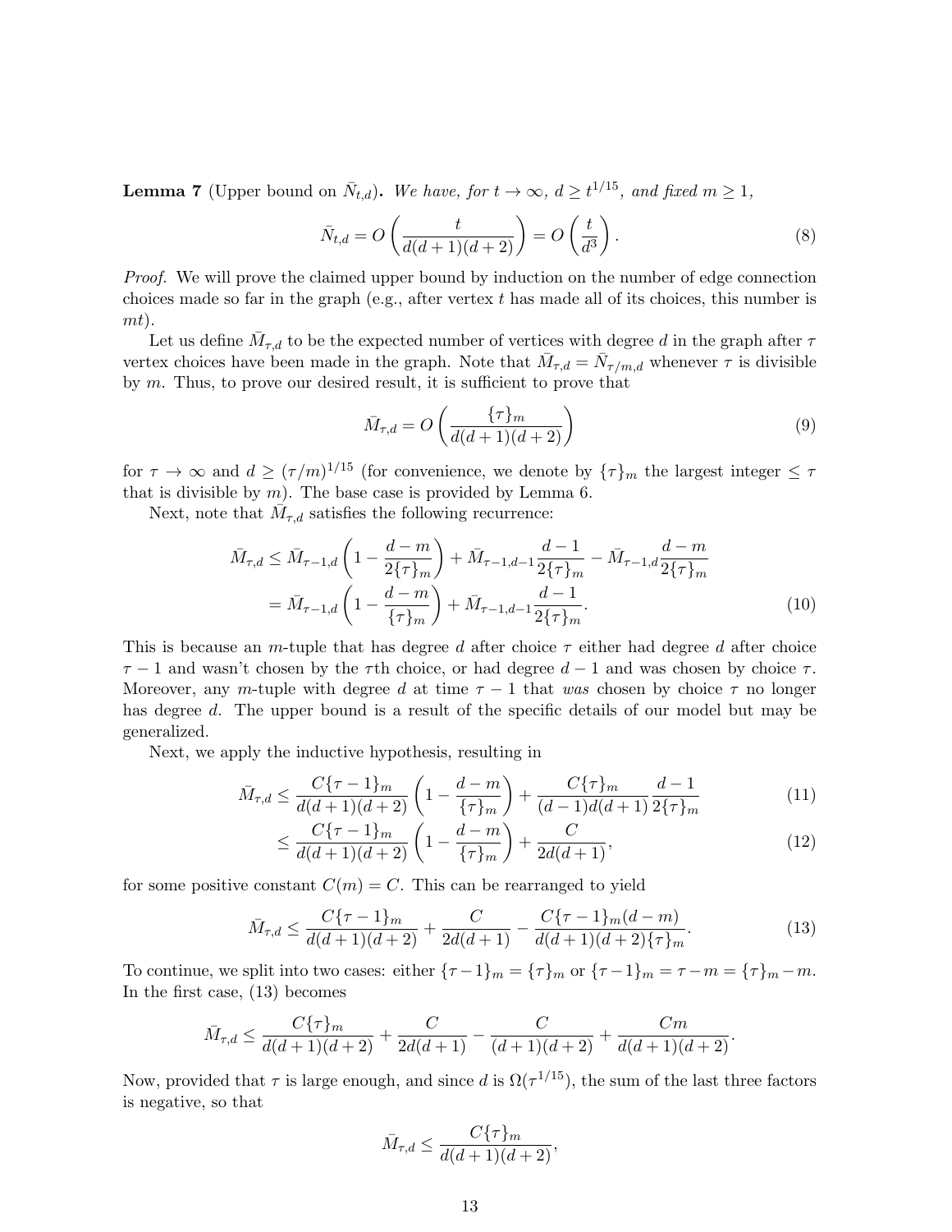**Lemma 7** (Upper bound on $\bar{N}_{t,d}$)**.** *We have, for $t \to \infty$, $d \geq t^{1/15}$, and fixed $m \geq 1$,*

$$\bar{N}_{t,d} = O\left(\frac{t}{d(d+1)(d+2)}\right) = O\left(\frac{t}{d^3}\right). \tag{8}$$

*Proof.* We will prove the claimed upper bound by induction on the number of edge connection choices made so far in the graph (e.g., after vertex $t$ has made all of its choices, this number is $mt$).

Let us define $\bar{M}_{\tau,d}$ to be the expected number of vertices with degree $d$ in the graph after $\tau$ vertex choices have been made in the graph. Note that $\bar{M}_{\tau,d} = \bar{N}_{\tau/m,d}$ whenever $\tau$ is divisible by $m$. Thus, to prove our desired result, it is sufficient to prove that

$$\bar{M}_{\tau,d} = O\left(\frac{\{\tau\}_m}{d(d+1)(d+2)}\right) \tag{9}$$

for $\tau \to \infty$ and $d \geq (\tau/m)^{1/15}$ (for convenience, we denote by $\{\tau\}_m$ the largest integer $\leq \tau$ that is divisible by $m$). The base case is provided by Lemma 6.

Next, note that $\bar{M}_{\tau,d}$ satisfies the following recurrence:

$$\begin{aligned}
\bar{M}_{\tau,d} &\leq \bar{M}_{\tau-1,d}\left(1 - \frac{d-m}{2\{\tau\}_m}\right) + \bar{M}_{\tau-1,d-1}\frac{d-1}{2\{\tau\}_m} - \bar{M}_{\tau-1,d}\frac{d-m}{2\{\tau\}_m} \\
&= \bar{M}_{\tau-1,d}\left(1 - \frac{d-m}{\{\tau\}_m}\right) + \bar{M}_{\tau-1,d-1}\frac{d-1}{2\{\tau\}_m}.
\end{aligned} \tag{10}$$

This is because an $m$-tuple that has degree $d$ after choice $\tau$ either had degree $d$ after choice $\tau - 1$ and wasn't chosen by the $\tau$th choice, or had degree $d-1$ and was chosen by choice $\tau$. Moreover, any $m$-tuple with degree $d$ at time $\tau - 1$ that *was* chosen by choice $\tau$ no longer has degree $d$. The upper bound is a result of the specific details of our model but may be generalized.

Next, we apply the inductive hypothesis, resulting in

$$\bar{M}_{\tau,d} \leq \frac{C\{\tau-1\}_m}{d(d+1)(d+2)}\left(1 - \frac{d-m}{\{\tau\}_m}\right) + \frac{C\{\tau\}_m}{(d-1)d(d+1)}\frac{d-1}{2\{\tau\}_m} \tag{11}$$

$$\leq \frac{C\{\tau-1\}_m}{d(d+1)(d+2)}\left(1 - \frac{d-m}{\{\tau\}_m}\right) + \frac{C}{2d(d+1)}, \tag{12}$$

for some positive constant $C(m) = C$. This can be rearranged to yield

$$\bar{M}_{\tau,d} \leq \frac{C\{\tau-1\}_m}{d(d+1)(d+2)} + \frac{C}{2d(d+1)} - \frac{C\{\tau-1\}_m(d-m)}{d(d+1)(d+2)\{\tau\}_m}. \tag{13}$$

To continue, we split into two cases: either $\{\tau-1\}_m = \{\tau\}_m$ or $\{\tau-1\}_m = \tau - m = \{\tau\}_m - m$. In the first case, (13) becomes

$$\bar{M}_{\tau,d} \leq \frac{C\{\tau\}_m}{d(d+1)(d+2)} + \frac{C}{2d(d+1)} - \frac{C}{(d+1)(d+2)} + \frac{Cm}{d(d+1)(d+2)}.$$

Now, provided that $\tau$ is large enough, and since $d$ is $\Omega(\tau^{1/15})$, the sum of the last three factors is negative, so that

$$\bar{M}_{\tau,d} \leq \frac{C\{\tau\}_m}{d(d+1)(d+2)},$$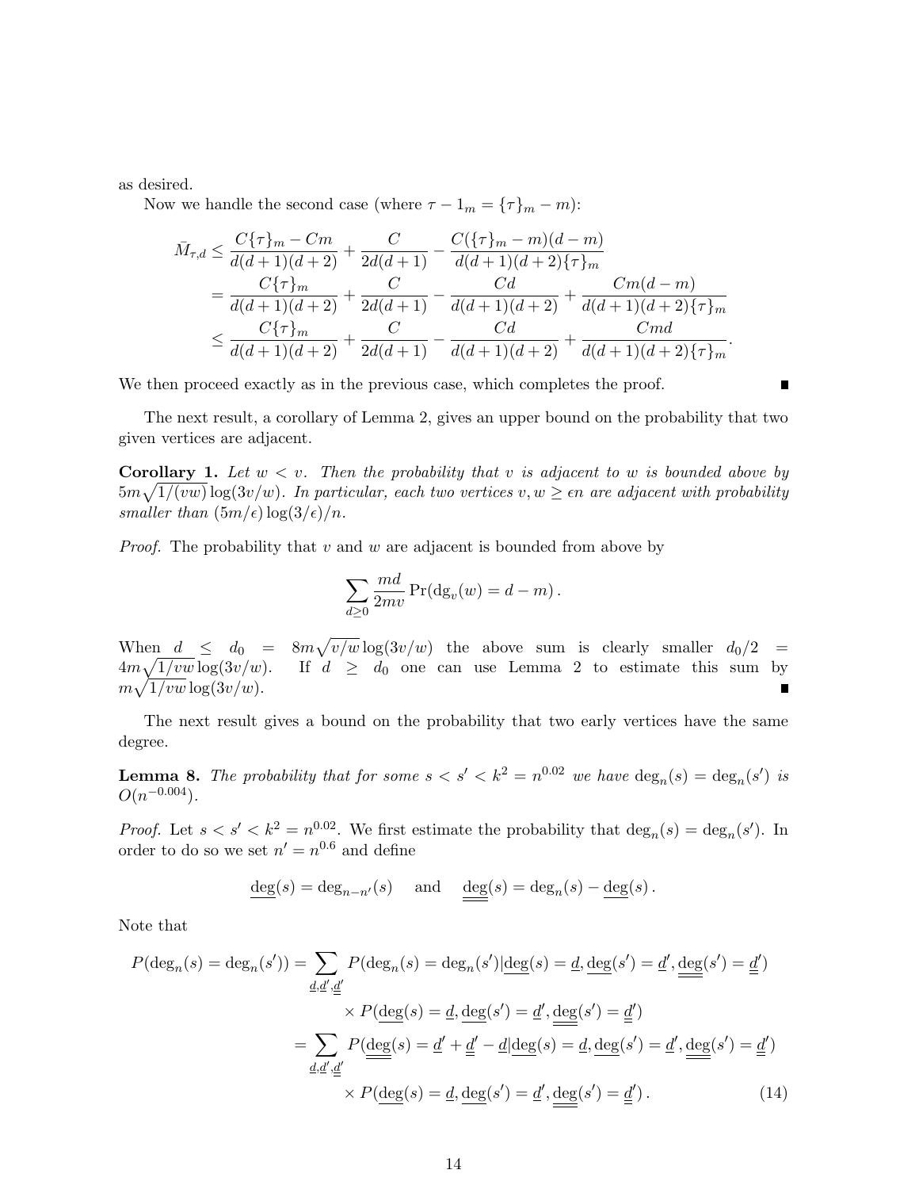as desired.

Now we handle the second case (where $\tau - 1_m = \{\tau\}_m - m$):

$$
\begin{aligned}
\bar{M}_{\tau,d} &\le \frac{C\{\tau\}_m - Cm}{d(d+1)(d+2)} + \frac{C}{2d(d+1)} - \frac{C(\{\tau\}_m - m)(d-m)}{d(d+1)(d+2)\{\tau\}_m} \\
&= \frac{C\{\tau\}_m}{d(d+1)(d+2)} + \frac{C}{2d(d+1)} - \frac{Cd}{d(d+1)(d+2)} + \frac{Cm(d-m)}{d(d+1)(d+2)\{\tau\}_m} \\
&\le \frac{C\{\tau\}_m}{d(d+1)(d+2)} + \frac{C}{2d(d+1)} - \frac{Cd}{d(d+1)(d+2)} + \frac{Cmd}{d(d+1)(d+2)\{\tau\}_m}.
\end{aligned}
$$

We then proceed exactly as in the previous case, which completes the proof. ∎

The next result, a corollary of Lemma 2, gives an upper bound on the probability that two given vertices are adjacent.

**Corollary 1.** *Let $w < v$. Then the probability that $v$ is adjacent to $w$ is bounded above by $5m\sqrt{1/(vw)}\log(3v/w)$. In particular, each two vertices $v, w \ge \epsilon n$ are adjacent with probability smaller than $(5m/\epsilon)\log(3/\epsilon)/n$.*

*Proof.* The probability that $v$ and $w$ are adjacent is bounded from above by

$$
\sum_{d \ge 0} \frac{md}{2mv} \Pr(\mathrm{dg}_v(w) = d - m).
$$

When $d \le d_0 = 8m\sqrt{v/w}\log(3v/w)$ the above sum is clearly smaller $d_0/2 = 4m\sqrt{1/vw}\log(3v/w)$. If $d \ge d_0$ one can use Lemma 2 to estimate this sum by $m\sqrt{1/vw}\log(3v/w)$. ∎

The next result gives a bound on the probability that two early vertices have the same degree.

**Lemma 8.** *The probability that for some $s < s' < k^2 = n^{0.02}$ we have $\deg_n(s) = \deg_n(s')$ is $O(n^{-0.004})$.*

*Proof.* Let $s < s' < k^2 = n^{0.02}$. We first estimate the probability that $\deg_n(s) = \deg_n(s')$. In order to do so we set $n' = n^{0.6}$ and define

$$
\underline{\deg}(s) = \deg_{n-n'}(s) \quad \text{and} \quad \underline{\underline{\deg}}(s) = \deg_n(s) - \underline{\deg}(s).
$$

Note that

$$
\begin{aligned}
P(\deg_n(s) = \deg_n(s')) &= \sum_{\underline{d}, \underline{d}', \underline{\underline{d}}'} P(\deg_n(s) = \deg_n(s') | \underline{\deg}(s) = \underline{d}, \underline{\deg}(s') = \underline{d}', \underline{\underline{\deg}}(s') = \underline{\underline{d}}') \\
&\qquad \times P(\underline{\deg}(s) = \underline{d}, \underline{\deg}(s') = \underline{d}', \underline{\underline{\deg}}(s') = \underline{\underline{d}}') \\
&= \sum_{\underline{d}, \underline{d}', \underline{\underline{d}}'} P(\underline{\underline{\deg}}(s) = \underline{d}' + \underline{\underline{d}}' - \underline{d} | \underline{\deg}(s) = \underline{d}, \underline{\deg}(s') = \underline{d}', \underline{\underline{\deg}}(s') = \underline{\underline{d}}') \\
&\qquad \times P(\underline{\deg}(s) = \underline{d}, \underline{\deg}(s') = \underline{d}', \underline{\underline{\deg}}(s') = \underline{\underline{d}}'). \qquad (14)
\end{aligned}
$$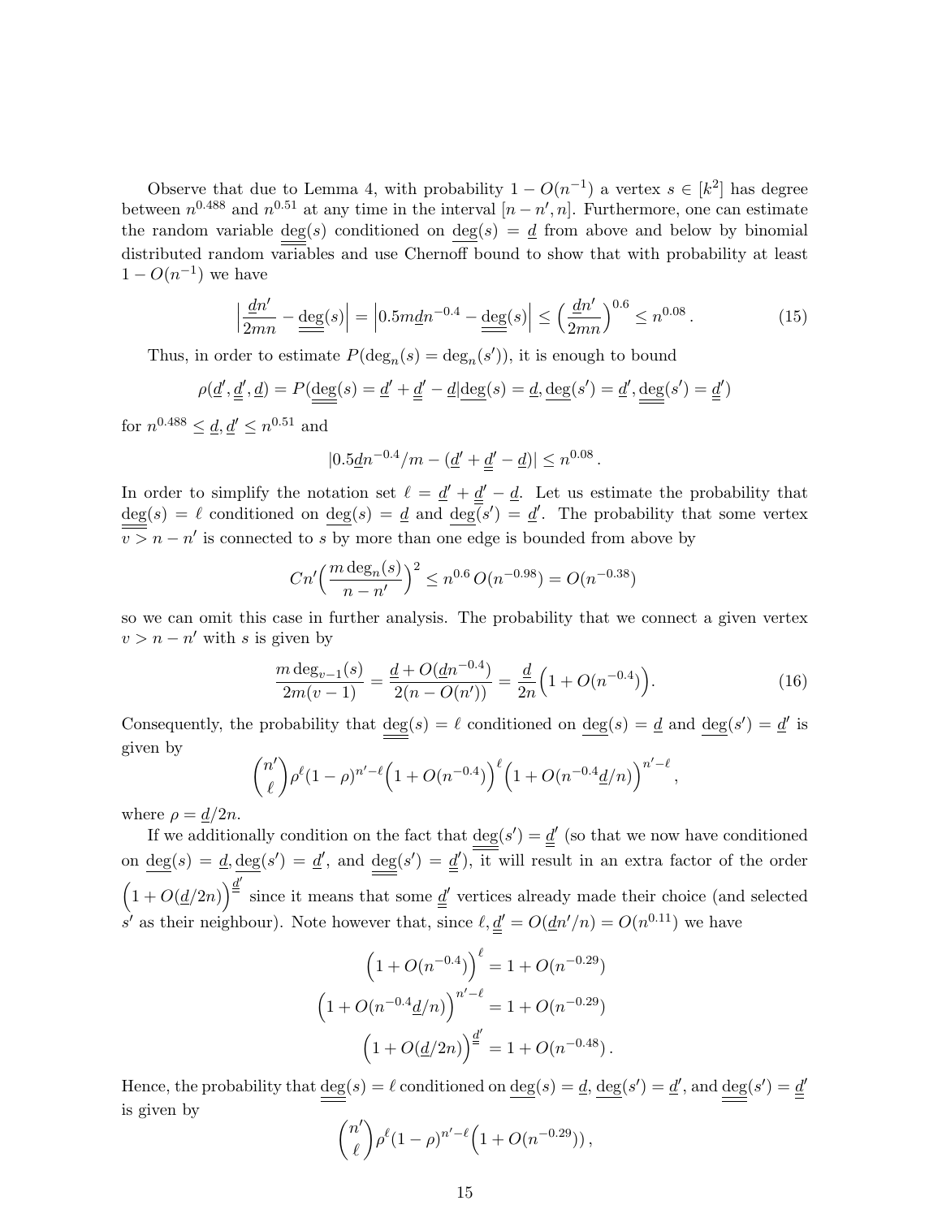Observe that due to Lemma 4, with probability $1 - O(n^{-1})$ a vertex $s \in [k^2]$ has degree between $n^{0.488}$ and $n^{0.51}$ at any time in the interval $[n-n', n]$. Furthermore, one can estimate the random variable $\underline{\underline{\underline{\deg}}}(s)$ conditioned on $\underline{\deg}(s) = \underline{d}$ from above and below by binomial distributed random variables and use Chernoff bound to show that with probability at least $1 - O(n^{-1})$ we have

$$\Big|\frac{\underline{d}n'}{2mn} - \underline{\underline{\underline{\deg}}}(s)\Big| = \Big|0.5m\underline{d}n^{-0.4} - \underline{\underline{\underline{\deg}}}(s)\Big| \le \Big(\frac{\underline{d}n'}{2mn}\Big)^{0.6} \le n^{0.08}\,. \tag{15}$$

Thus, in order to estimate $P(\deg_n(s) = \deg_n(s'))$, it is enough to bound

$$\rho(\underline{d}', \underline{\underline{d}}', \underline{d}) = P(\underline{\underline{\underline{\deg}}}(s) = \underline{d}' + \underline{\underline{d}}' - \underline{d} | \underline{\deg}(s) = \underline{d}, \underline{\deg}(s') = \underline{d}', \underline{\underline{\underline{\deg}}}(s') = \underline{\underline{d}}')$$

for $n^{0.488} \le \underline{d}, \underline{d}' \le n^{0.51}$ and

$$|0.5\underline{d}n^{-0.4}/m - (\underline{d}' + \underline{\underline{d}}' - \underline{d})| \le n^{0.08}\,.$$

In order to simplify the notation set $\ell = \underline{d}' + \underline{\underline{d}}' - \underline{d}$. Let us estimate the probability that $\underline{\underline{\underline{\deg}}}(s) = \ell$ conditioned on $\underline{\deg}(s) = \underline{d}$ and $\underline{\deg}(s') = \underline{d}'$. The probability that some vertex $v > n - n'$ is connected to $s$ by more than one edge is bounded from above by

$$Cn'\Big(\frac{m\deg_n(s)}{n-n'}\Big)^2 \le n^{0.6}\,O(n^{-0.98}) = O(n^{-0.38})$$

so we can omit this case in further analysis. The probability that we connect a given vertex $v > n - n'$ with $s$ is given by

$$\frac{m\deg_{v-1}(s)}{2m(v-1)} = \frac{\underline{d} + O(\underline{d}n^{-0.4})}{2(n - O(n'))} = \frac{\underline{d}}{2n}\Big(1 + O(n^{-0.4})\Big). \tag{16}$$

Consequently, the probability that $\underline{\underline{\underline{\deg}}}(s) = \ell$ conditioned on $\underline{\deg}(s) = \underline{d}$ and $\underline{\deg}(s') = \underline{d}'$ is given by

$$\binom{n'}{\ell}\rho^\ell(1-\rho)^{n'-\ell}\Big(1 + O(n^{-0.4})\Big)^\ell\Big(1 + O(n^{-0.4}\underline{d}/n)\Big)^{n'-\ell},$$

where $\rho = \underline{d}/2n$.

If we additionally condition on the fact that $\underline{\underline{\underline{\deg}}}(s') = \underline{\underline{d}}'$ (so that we now have conditioned on $\underline{\deg}(s) = \underline{d}, \underline{\deg}(s') = \underline{d}'$, and $\underline{\underline{\underline{\deg}}}(s') = \underline{\underline{d}}'$), it will result in an extra factor of the order $\Big(1 + O(\underline{d}/2n)\Big)^{\underline{\underline{d}}'}$ since it means that some $\underline{\underline{d}}'$ vertices already made their choice (and selected $s'$ as their neighbour). Note however that, since $\ell, \underline{\underline{d}}' = O(\underline{d}n'/n) = O(n^{0.11})$ we have

$$\Big(1 + O(n^{-0.4})\Big)^\ell = 1 + O(n^{-0.29})$$

$$\Big(1 + O(n^{-0.4}\underline{d}/n)\Big)^{n'-\ell} = 1 + O(n^{-0.29})$$

$$\Big(1 + O(\underline{d}/2n)\Big)^{\underline{\underline{d}}'} = 1 + O(n^{-0.48})\,.$$

Hence, the probability that $\underline{\underline{\underline{\deg}}}(s) = \ell$ conditioned on $\underline{\deg}(s) = \underline{d}$, $\underline{\deg}(s') = \underline{d}'$, and $\underline{\underline{\underline{\deg}}}(s') = \underline{\underline{d}}'$ is given by

$$\binom{n'}{\ell}\rho^\ell(1-\rho)^{n'-\ell}\Big(1 + O(n^{-0.29})\Big)\,,$$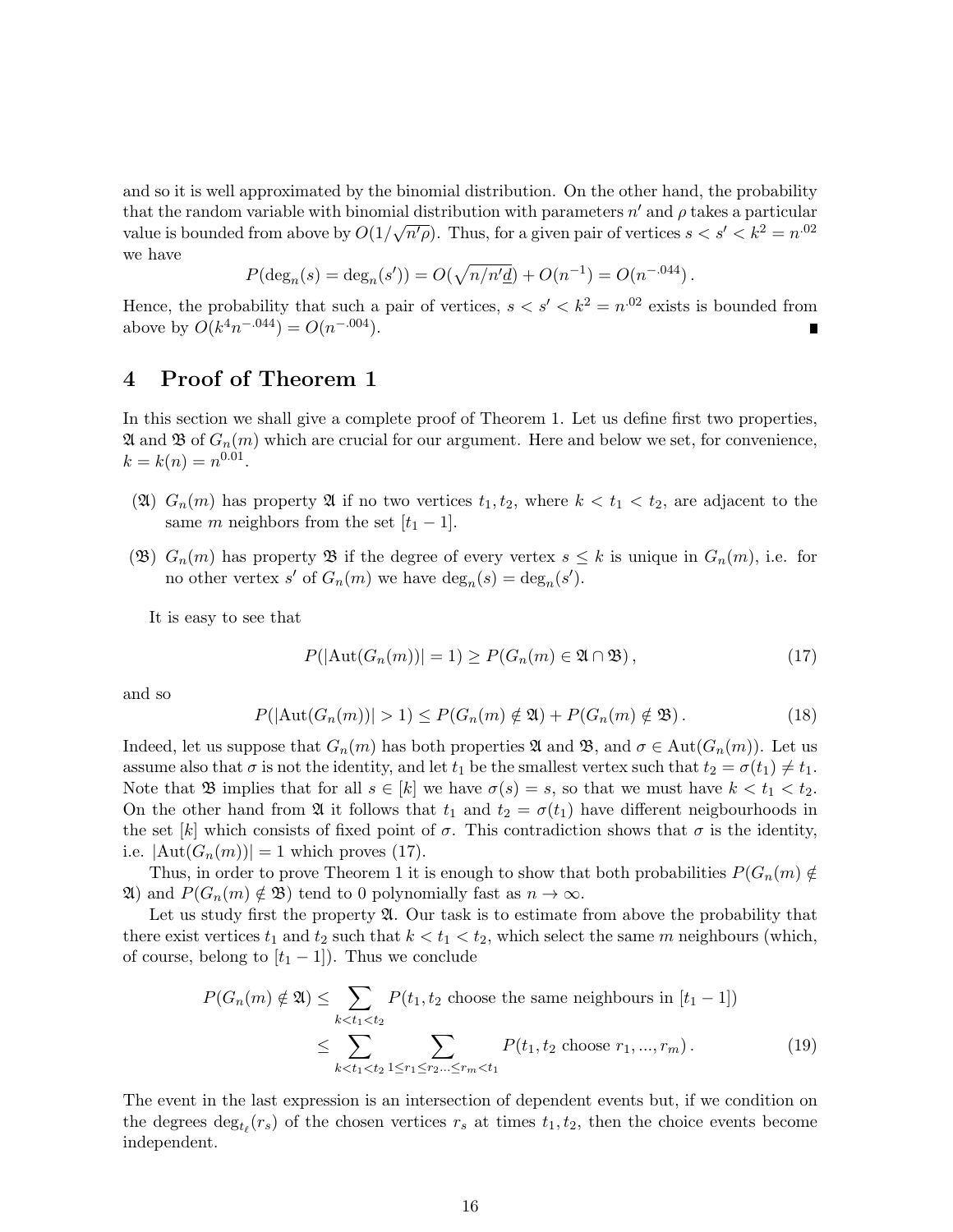and so it is well approximated by the binomial distribution. On the other hand, the probability that the random variable with binomial distribution with parameters $n'$ and $\rho$ takes a particular value is bounded from above by $O(1/\sqrt{n'\rho})$. Thus, for a given pair of vertices $s < s' < k^2 = n^{.02}$ we have

$$P(\deg_n(s) = \deg_n(s')) = O(\sqrt{n/n'\underline{d}}) + O(n^{-1}) = O(n^{-.044})\,.$$

Hence, the probability that such a pair of vertices, $s < s' < k^2 = n^{.02}$ exists is bounded from above by $O(k^4 n^{-.044}) = O(n^{-.004})$. ∎

## 4 Proof of Theorem 1

In this section we shall give a complete proof of Theorem 1. Let us define first two properties, $\mathfrak{A}$ and $\mathfrak{B}$ of $G_n(m)$ which are crucial for our argument. Here and below we set, for convenience, $k = k(n) = n^{0.01}$.

($\mathfrak{A}$) $G_n(m)$ has property $\mathfrak{A}$ if no two vertices $t_1, t_2$, where $k < t_1 < t_2$, are adjacent to the same $m$ neighbors from the set $[t_1 - 1]$.

($\mathfrak{B}$) $G_n(m)$ has property $\mathfrak{B}$ if the degree of every vertex $s \le k$ is unique in $G_n(m)$, i.e. for no other vertex $s'$ of $G_n(m)$ we have $\deg_n(s) = \deg_n(s')$.

It is easy to see that

$$P(|\mathrm{Aut}(G_n(m))| = 1) \ge P(G_n(m) \in \mathfrak{A} \cap \mathfrak{B})\,, \tag{17}$$

and so

$$P(|\mathrm{Aut}(G_n(m))| > 1) \le P(G_n(m) \notin \mathfrak{A}) + P(G_n(m) \notin \mathfrak{B})\,. \tag{18}$$

Indeed, let us suppose that $G_n(m)$ has both properties $\mathfrak{A}$ and $\mathfrak{B}$, and $\sigma \in \mathrm{Aut}(G_n(m))$. Let us assume also that $\sigma$ is not the identity, and let $t_1$ be the smallest vertex such that $t_2 = \sigma(t_1) \ne t_1$. Note that $\mathfrak{B}$ implies that for all $s \in [k]$ we have $\sigma(s) = s$, so that we must have $k < t_1 < t_2$. On the other hand from $\mathfrak{A}$ it follows that $t_1$ and $t_2 = \sigma(t_1)$ have different neigbourhoods in the set $[k]$ which consists of fixed point of $\sigma$. This contradiction shows that $\sigma$ is the identity, i.e. $|\mathrm{Aut}(G_n(m))| = 1$ which proves (17).

Thus, in order to prove Theorem 1 it is enough to show that both probabilities $P(G_n(m) \notin \mathfrak{A})$ and $P(G_n(m) \notin \mathfrak{B})$ tend to 0 polynomially fast as $n \to \infty$.

Let us study first the property $\mathfrak{A}$. Our task is to estimate from above the probability that there exist vertices $t_1$ and $t_2$ such that $k < t_1 < t_2$, which select the same $m$ neighbours (which, of course, belong to $[t_1 - 1]$). Thus we conclude

$$\begin{aligned} P(G_n(m) \notin \mathfrak{A}) &\le \sum_{k<t_1<t_2} P(t_1, t_2 \text{ choose the same neighbours in } [t_1 - 1]) \\ &\le \sum_{k<t_1<t_2} \sum_{1 \le r_1 \le r_2 \dots \le r_m < t_1} P(t_1, t_2 \text{ choose } r_1, \dots, r_m)\,. \end{aligned} \tag{19}$$

The event in the last expression is an intersection of dependent events but, if we condition on the degrees $\deg_{t_\ell}(r_s)$ of the chosen vertices $r_s$ at times $t_1, t_2$, then the choice events become independent.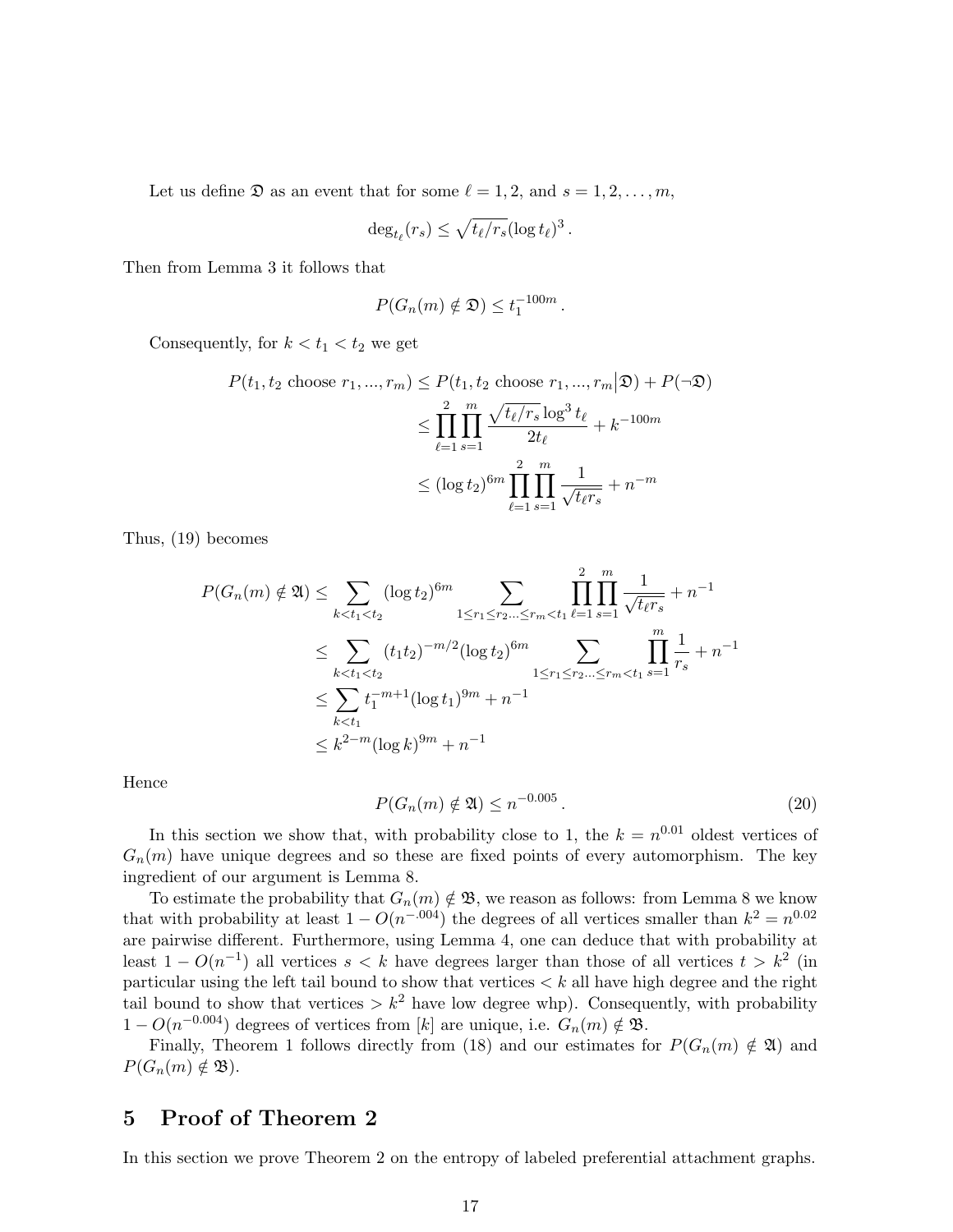Let us define $\mathfrak{D}$ as an event that for some $\ell = 1, 2$, and $s = 1, 2, \ldots, m$,

$$\deg_{t_\ell}(r_s) \le \sqrt{t_\ell / r_s} (\log t_\ell)^3 .$$

Then from Lemma 3 it follows that

$$P(G_n(m) \notin \mathfrak{D}) \le t_1^{-100m} .$$

Consequently, for $k < t_1 < t_2$ we get

$$\begin{aligned}
P(t_1, t_2 \text{ choose } r_1, ..., r_m) &\le P(t_1, t_2 \text{ choose } r_1, ..., r_m \big| \mathfrak{D}) + P(\neg \mathfrak{D}) \\
&\le \prod_{\ell=1}^{2} \prod_{s=1}^{m} \frac{\sqrt{t_\ell / r_s} \log^3 t_\ell}{2 t_\ell} + k^{-100m} \\
&\le (\log t_2)^{6m} \prod_{\ell=1}^{2} \prod_{s=1}^{m} \frac{1}{\sqrt{t_\ell r_s}} + n^{-m}
\end{aligned}$$

Thus, (19) becomes

$$\begin{aligned}
P(G_n(m) \notin \mathfrak{A}) &\le \sum_{k < t_1 < t_2} (\log t_2)^{6m} \sum_{1 \le r_1 \le r_2 \ldots \le r_m < t_1} \prod_{\ell=1}^{2} \prod_{s=1}^{m} \frac{1}{\sqrt{t_\ell r_s}} + n^{-1} \\
&\le \sum_{k < t_1 < t_2} (t_1 t_2)^{-m/2} (\log t_2)^{6m} \sum_{1 \le r_1 \le r_2 \ldots \le r_m < t_1} \prod_{s=1}^{m} \frac{1}{r_s} + n^{-1} \\
&\le \sum_{k < t_1} t_1^{-m+1} (\log t_1)^{9m} + n^{-1} \\
&\le k^{2-m} (\log k)^{9m} + n^{-1}
\end{aligned}$$

Hence

$$P(G_n(m) \notin \mathfrak{A}) \le n^{-0.005} . \tag{20}$$

In this section we show that, with probability close to 1, the $k = n^{0.01}$ oldest vertices of $G_n(m)$ have unique degrees and so these are fixed points of every automorphism. The key ingredient of our argument is Lemma 8.

To estimate the probability that $G_n(m) \notin \mathfrak{B}$, we reason as follows: from Lemma 8 we know that with probability at least $1 - O(n^{-.004})$ the degrees of all vertices smaller than $k^2 = n^{0.02}$ are pairwise different. Furthermore, using Lemma 4, one can deduce that with probability at least $1 - O(n^{-1})$ all vertices $s < k$ have degrees larger than those of all vertices $t > k^2$ (in particular using the left tail bound to show that vertices $< k$ all have high degree and the right tail bound to show that vertices $> k^2$ have low degree whp). Consequently, with probability $1 - O(n^{-0.004})$ degrees of vertices from $[k]$ are unique, i.e. $G_n(m) \notin \mathfrak{B}$.

Finally, Theorem 1 follows directly from (18) and our estimates for $P(G_n(m) \notin \mathfrak{A})$ and $P(G_n(m) \notin \mathfrak{B})$.

# 5 Proof of Theorem 2

In this section we prove Theorem 2 on the entropy of labeled preferential attachment graphs.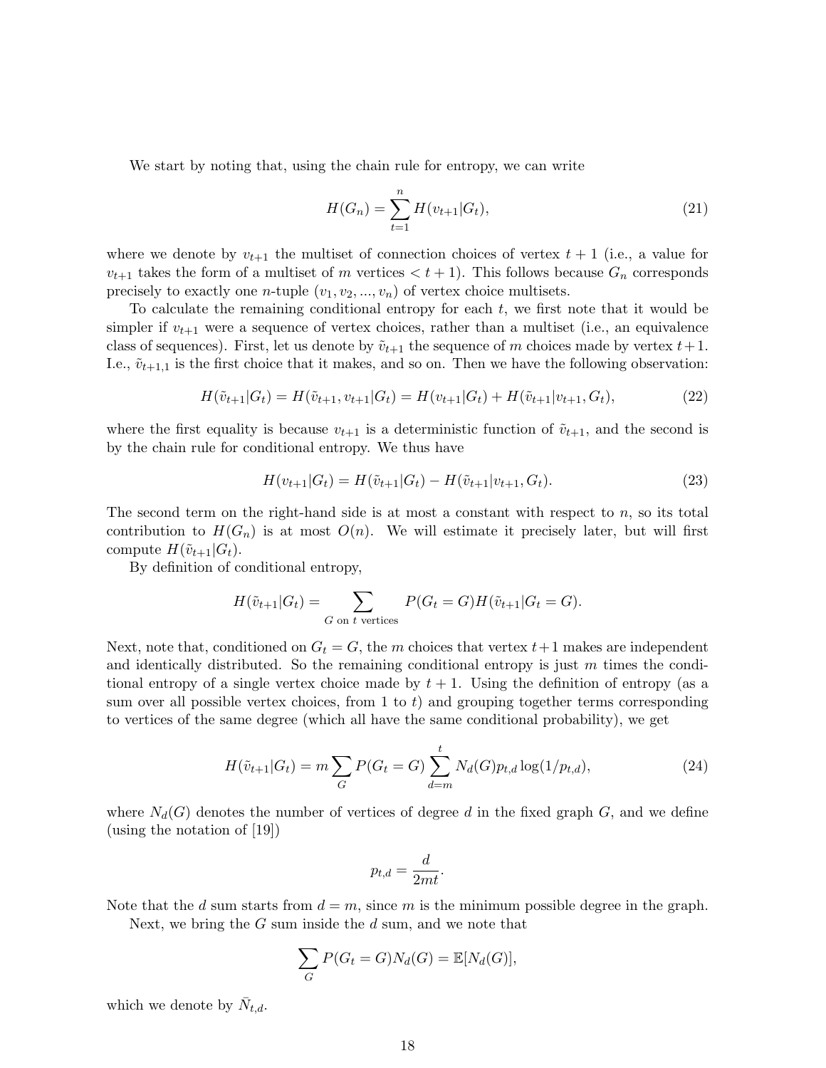We start by noting that, using the chain rule for entropy, we can write

$$H(G_n) = \sum_{t=1}^{n} H(v_{t+1}|G_t), \tag{21}$$

where we denote by $v_{t+1}$ the multiset of connection choices of vertex $t+1$ (i.e., a value for $v_{t+1}$ takes the form of a multiset of $m$ vertices $< t+1$). This follows because $G_n$ corresponds precisely to exactly one $n$-tuple $(v_1, v_2, ..., v_n)$ of vertex choice multisets.

To calculate the remaining conditional entropy for each $t$, we first note that it would be simpler if $v_{t+1}$ were a sequence of vertex choices, rather than a multiset (i.e., an equivalence class of sequences). First, let us denote by $\tilde{v}_{t+1}$ the sequence of $m$ choices made by vertex $t+1$. I.e., $\tilde{v}_{t+1,1}$ is the first choice that it makes, and so on. Then we have the following observation:

$$H(\tilde{v}_{t+1}|G_t) = H(\tilde{v}_{t+1}, v_{t+1}|G_t) = H(v_{t+1}|G_t) + H(\tilde{v}_{t+1}|v_{t+1}, G_t), \tag{22}$$

where the first equality is because $v_{t+1}$ is a deterministic function of $\tilde{v}_{t+1}$, and the second is by the chain rule for conditional entropy. We thus have

$$H(v_{t+1}|G_t) = H(\tilde{v}_{t+1}|G_t) - H(\tilde{v}_{t+1}|v_{t+1}, G_t). \tag{23}$$

The second term on the right-hand side is at most a constant with respect to $n$, so its total contribution to $H(G_n)$ is at most $O(n)$. We will estimate it precisely later, but will first compute $H(\tilde{v}_{t+1}|G_t)$.

By definition of conditional entropy,

$$H(\tilde{v}_{t+1}|G_t) = \sum_{G \text{ on } t \text{ vertices}} P(G_t = G) H(\tilde{v}_{t+1}|G_t = G).$$

Next, note that, conditioned on $G_t = G$, the $m$ choices that vertex $t+1$ makes are independent and identically distributed. So the remaining conditional entropy is just $m$ times the conditional entropy of a single vertex choice made by $t+1$. Using the definition of entropy (as a sum over all possible vertex choices, from 1 to $t$) and grouping together terms corresponding to vertices of the same degree (which all have the same conditional probability), we get

$$H(\tilde{v}_{t+1}|G_t) = m \sum_{G} P(G_t = G) \sum_{d=m}^{t} N_d(G) p_{t,d} \log(1/p_{t,d}), \tag{24}$$

where $N_d(G)$ denotes the number of vertices of degree $d$ in the fixed graph $G$, and we define (using the notation of [19])

$$p_{t,d} = \frac{d}{2mt}.$$

Note that the $d$ sum starts from $d = m$, since $m$ is the minimum possible degree in the graph.

Next, we bring the $G$ sum inside the $d$ sum, and we note that

$$\sum_{G} P(G_t = G) N_d(G) = \mathbb{E}[N_d(G)],$$

which we denote by $\bar{N}_{t,d}$.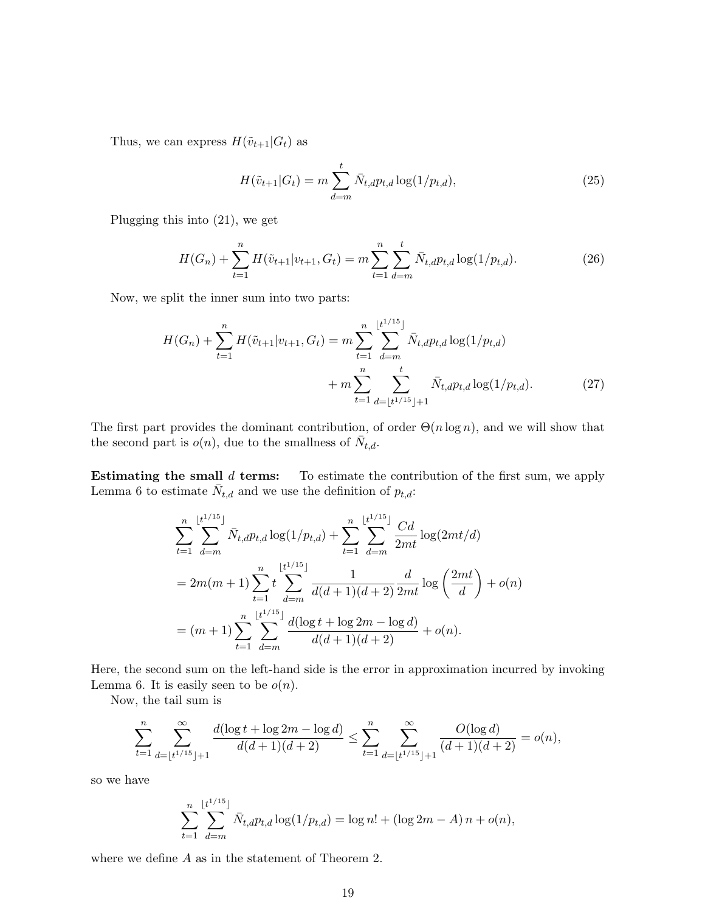Thus, we can express $H(\tilde{v}_{t+1}|G_t)$ as

$$H(\tilde{v}_{t+1}|G_t) = m \sum_{d=m}^{t} \bar{N}_{t,d} p_{t,d} \log(1/p_{t,d}), \tag{25}$$

Plugging this into (21), we get

$$H(G_n) + \sum_{t=1}^{n} H(\tilde{v}_{t+1}|v_{t+1}, G_t) = m \sum_{t=1}^{n} \sum_{d=m}^{t} \bar{N}_{t,d} p_{t,d} \log(1/p_{t,d}). \tag{26}$$

Now, we split the inner sum into two parts:

$$\begin{aligned} H(G_n) + \sum_{t=1}^{n} H(\tilde{v}_{t+1}|v_{t+1}, G_t) = m \sum_{t=1}^{n} \sum_{d=m}^{\lfloor t^{1/15} \rfloor} \bar{N}_{t,d} p_{t,d} \log(1/p_{t,d}) \\ + m \sum_{t=1}^{n} \sum_{d=\lfloor t^{1/15} \rfloor + 1}^{t} \bar{N}_{t,d} p_{t,d} \log(1/p_{t,d}). \end{aligned} \tag{27}$$

The first part provides the dominant contribution, of order $\Theta(n \log n)$, and we will show that the second part is $o(n)$, due to the smallness of $\bar{N}_{t,d}$.

**Estimating the small $d$ terms:** To estimate the contribution of the first sum, we apply Lemma 6 to estimate $\bar{N}_{t,d}$ and we use the definition of $p_{t,d}$:

$$\begin{aligned} &\sum_{t=1}^{n} \sum_{d=m}^{\lfloor t^{1/15} \rfloor} \bar{N}_{t,d} p_{t,d} \log(1/p_{t,d}) + \sum_{t=1}^{n} \sum_{d=m}^{\lfloor t^{1/15} \rfloor} \frac{Cd}{2mt} \log(2mt/d) \\ &= 2m(m+1) \sum_{t=1}^{n} t \sum_{d=m}^{\lfloor t^{1/15} \rfloor} \frac{1}{d(d+1)(d+2)} \frac{d}{2mt} \log\left(\frac{2mt}{d}\right) + o(n) \\ &= (m+1) \sum_{t=1}^{n} \sum_{d=m}^{\lfloor t^{1/15} \rfloor} \frac{d(\log t + \log 2m - \log d)}{d(d+1)(d+2)} + o(n). \end{aligned}$$

Here, the second sum on the left-hand side is the error in approximation incurred by invoking Lemma 6. It is easily seen to be $o(n)$.

Now, the tail sum is

$$\sum_{t=1}^{n} \sum_{d=\lfloor t^{1/15} \rfloor + 1}^{\infty} \frac{d(\log t + \log 2m - \log d)}{d(d+1)(d+2)} \le \sum_{t=1}^{n} \sum_{d=\lfloor t^{1/15} \rfloor + 1}^{\infty} \frac{O(\log d)}{(d+1)(d+2)} = o(n),$$

so we have

$$\sum_{t=1}^{n} \sum_{d=m}^{\lfloor t^{1/15} \rfloor} \bar{N}_{t,d} p_{t,d} \log(1/p_{t,d}) = \log n! + (\log 2m - A)\, n + o(n),$$

where we define $A$ as in the statement of Theorem 2.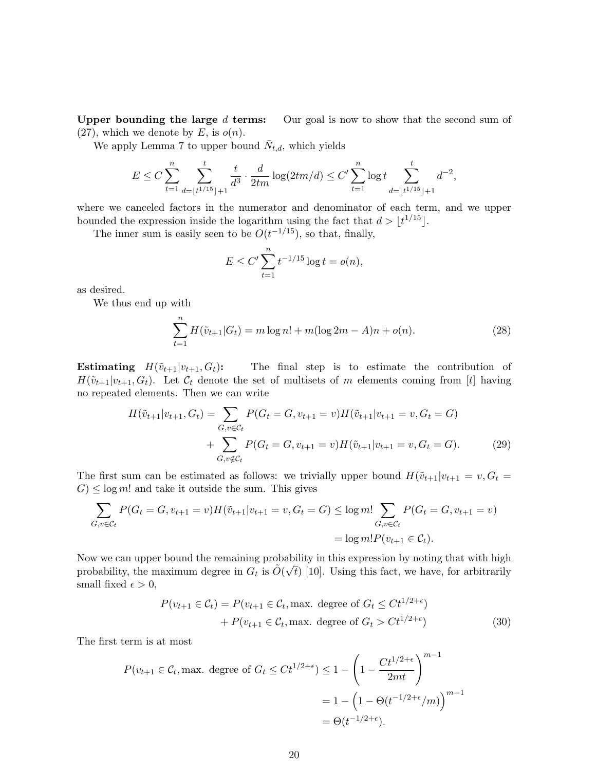**Upper bounding the large $d$ terms:** Our goal is now to show that the second sum of (27), which we denote by $E$, is $o(n)$.

We apply Lemma 7 to upper bound $\bar{N}_{t,d}$, which yields

$$E \leq C \sum_{t=1}^{n} \sum_{d=\lfloor t^{1/15} \rfloor+1}^{t} \frac{t}{d^3} \cdot \frac{d}{2tm} \log(2tm/d) \leq C' \sum_{t=1}^{n} \log t \sum_{d=\lfloor t^{1/15} \rfloor+1}^{t} d^{-2},$$

where we canceled factors in the numerator and denominator of each term, and we upper bounded the expression inside the logarithm using the fact that $d > \lfloor t^{1/15} \rfloor$.

The inner sum is easily seen to be $O(t^{-1/15})$, so that, finally,

$$E \leq C' \sum_{t=1}^{n} t^{-1/15} \log t = o(n),$$

as desired.

We thus end up with

$$\sum_{t=1}^{n} H(\tilde{v}_{t+1}|G_t) = m \log n! + m(\log 2m - A)n + o(n). \tag{28}$$

**Estimating $H(\tilde{v}_{t+1}|v_{t+1}, G_t)$:** The final step is to estimate the contribution of $H(\tilde{v}_{t+1}|v_{t+1}, G_t)$. Let $\mathcal{C}_t$ denote the set of multisets of $m$ elements coming from $[t]$ having no repeated elements. Then we can write

$$\begin{aligned} H(\tilde{v}_{t+1}|v_{t+1}, G_t) = &\sum_{G, v \in \mathcal{C}_t} P(G_t = G, v_{t+1} = v) H(\tilde{v}_{t+1}|v_{t+1} = v, G_t = G) \\ &+ \sum_{G, v \notin \mathcal{C}_t} P(G_t = G, v_{t+1} = v) H(\tilde{v}_{t+1}|v_{t+1} = v, G_t = G). \end{aligned} \tag{29}$$

The first sum can be estimated as follows: we trivially upper bound $H(\tilde{v}_{t+1}|v_{t+1} = v, G_t = G) \leq \log m!$ and take it outside the sum. This gives

$$\begin{aligned} \sum_{G, v \in \mathcal{C}_t} P(G_t = G, v_{t+1} = v) H(\tilde{v}_{t+1}|v_{t+1} = v, G_t = G) &\leq \log m! \sum_{G, v \in \mathcal{C}_t} P(G_t = G, v_{t+1} = v) \\ &= \log m! P(v_{t+1} \in \mathcal{C}_t). \end{aligned}$$

Now we can upper bound the remaining probability in this expression by noting that with high probability, the maximum degree in $G_t$ is $\tilde{O}(\sqrt{t})$ [10]. Using this fact, we have, for arbitrarily small fixed $\epsilon > 0$,

$$\begin{aligned} P(v_{t+1} \in \mathcal{C}_t) = &P(v_{t+1} \in \mathcal{C}_t, \text{max. degree of } G_t \leq Ct^{1/2+\epsilon}) \\ &+ P(v_{t+1} \in \mathcal{C}_t, \text{max. degree of } G_t > Ct^{1/2+\epsilon}) \end{aligned} \tag{30}$$

The first term is at most

$$\begin{aligned} P(v_{t+1} \in \mathcal{C}_t, \text{max. degree of } G_t \leq Ct^{1/2+\epsilon}) &\leq 1 - \left(1 - \frac{Ct^{1/2+\epsilon}}{2mt}\right)^{m-1} \\ &= 1 - \left(1 - \Theta(t^{-1/2+\epsilon}/m)\right)^{m-1} \\ &= \Theta(t^{-1/2+\epsilon}). \end{aligned}$$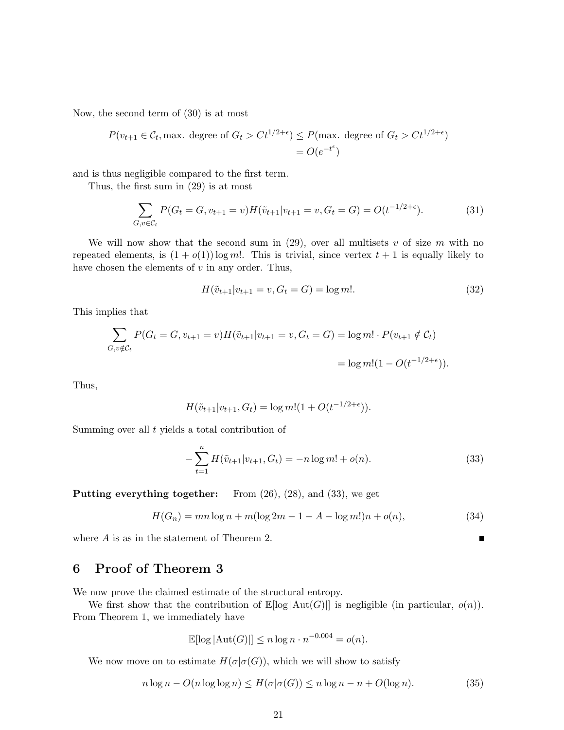Now, the second term of (30) is at most

$$
\begin{aligned}
P(v_{t+1} \in \mathcal{C}_t, \text{max. degree of } G_t > Ct^{1/2+\epsilon}) &\le P(\text{max. degree of } G_t > Ct^{1/2+\epsilon}) \\
&= O(e^{-t^\epsilon})
\end{aligned}
$$

and is thus negligible compared to the first term.

Thus, the first sum in (29) is at most

$$
\sum_{G, v \in \mathcal{C}_t} P(G_t = G, v_{t+1} = v) H(\tilde{v}_{t+1} | v_{t+1} = v, G_t = G) = O(t^{-1/2+\epsilon}). \tag{31}
$$

We will now show that the second sum in (29), over all multisets $v$ of size $m$ with no repeated elements, is $(1 + o(1)) \log m!$. This is trivial, since vertex $t + 1$ is equally likely to have chosen the elements of $v$ in any order. Thus,

$$
H(\tilde{v}_{t+1} | v_{t+1} = v, G_t = G) = \log m!. \tag{32}
$$

This implies that

$$
\begin{aligned}
\sum_{G, v \notin \mathcal{C}_t} P(G_t = G, v_{t+1} = v) H(\tilde{v}_{t+1} | v_{t+1} = v, G_t = G) &= \log m! \cdot P(v_{t+1} \notin \mathcal{C}_t) \\
&= \log m! (1 - O(t^{-1/2+\epsilon})).
\end{aligned}
$$

Thus,

$$
H(\tilde{v}_{t+1} | v_{t+1}, G_t) = \log m! (1 + O(t^{-1/2+\epsilon})).
$$

Summing over all $t$ yields a total contribution of

$$
-\sum_{t=1}^{n} H(\tilde{v}_{t+1} | v_{t+1}, G_t) = -n \log m! + o(n). \tag{33}
$$

**Putting everything together:** From (26), (28), and (33), we get

$$
H(G_n) = mn \log n + m(\log 2m - 1 - A - \log m!)n + o(n), \tag{34}
$$

where $A$ is as in the statement of Theorem 2. ∎

## 6 Proof of Theorem 3

We now prove the claimed estimate of the structural entropy.

We first show that the contribution of $\mathbb{E}[\log |\text{Aut}(G)|]$ is negligible (in particular, $o(n)$). From Theorem 1, we immediately have

$$
\mathbb{E}[\log |\text{Aut}(G)|] \le n \log n \cdot n^{-0.004} = o(n).
$$

We now move on to estimate $H(\sigma | \sigma(G))$, which we will show to satisfy

$$
n \log n - O(n \log \log n) \le H(\sigma | \sigma(G)) \le n \log n - n + O(\log n). \tag{35}
$$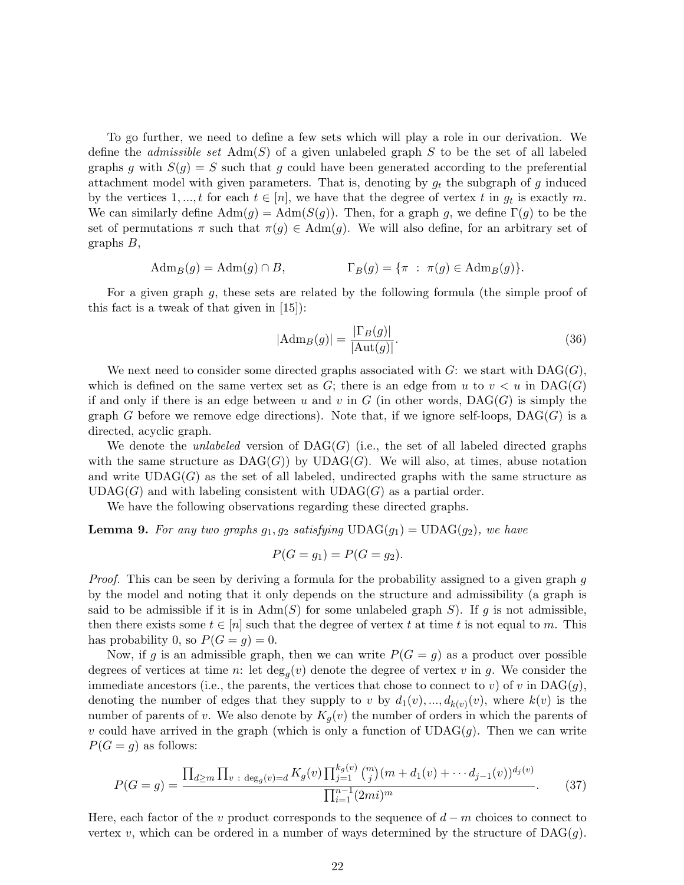To go further, we need to define a few sets which will play a role in our derivation. We define the *admissible set* $\mathrm{Adm}(S)$ of a given unlabeled graph $S$ to be the set of all labeled graphs $g$ with $S(g) = S$ such that $g$ could have been generated according to the preferential attachment model with given parameters. That is, denoting by $g_t$ the subgraph of $g$ induced by the vertices $1, ..., t$ for each $t \in [n]$, we have that the degree of vertex $t$ in $g_t$ is exactly $m$. We can similarly define $\mathrm{Adm}(g) = \mathrm{Adm}(S(g))$. Then, for a graph $g$, we define $\Gamma(g)$ to be the set of permutations $\pi$ such that $\pi(g) \in \mathrm{Adm}(g)$. We will also define, for an arbitrary set of graphs $B$,

$$\mathrm{Adm}_B(g) = \mathrm{Adm}(g) \cap B, \qquad \Gamma_B(g) = \{\pi \ : \ \pi(g) \in \mathrm{Adm}_B(g)\}.$$

For a given graph $g$, these sets are related by the following formula (the simple proof of this fact is a tweak of that given in [15]):

$$|\mathrm{Adm}_B(g)| = \frac{|\Gamma_B(g)|}{|\mathrm{Aut}(g)|}. \tag{36}$$

We next need to consider some directed graphs associated with $G$: we start with $\mathrm{DAG}(G)$, which is defined on the same vertex set as $G$; there is an edge from $u$ to $v < u$ in $\mathrm{DAG}(G)$ if and only if there is an edge between $u$ and $v$ in $G$ (in other words, $\mathrm{DAG}(G)$ is simply the graph $G$ before we remove edge directions). Note that, if we ignore self-loops, $\mathrm{DAG}(G)$ is a directed, acyclic graph.

We denote the *unlabeled* version of $\mathrm{DAG}(G)$ (i.e., the set of all labeled directed graphs with the same structure as $\mathrm{DAG}(G)$) by $\mathrm{UDAG}(G)$. We will also, at times, abuse notation and write $\mathrm{UDAG}(G)$ as the set of all labeled, undirected graphs with the same structure as $\mathrm{UDAG}(G)$ and with labeling consistent with $\mathrm{UDAG}(G)$ as a partial order.

We have the following observations regarding these directed graphs.

**Lemma 9.** *For any two graphs $g_1, g_2$ satisfying $\mathrm{UDAG}(g_1) = \mathrm{UDAG}(g_2)$, we have*

$$P(G = g_1) = P(G = g_2).$$

*Proof.* This can be seen by deriving a formula for the probability assigned to a given graph $g$ by the model and noting that it only depends on the structure and admissibility (a graph is said to be admissible if it is in $\mathrm{Adm}(S)$ for some unlabeled graph $S$). If $g$ is not admissible, then there exists some $t \in [n]$ such that the degree of vertex $t$ at time $t$ is not equal to $m$. This has probability 0, so $P(G = g) = 0$.

Now, if $g$ is an admissible graph, then we can write $P(G = g)$ as a product over possible degrees of vertices at time $n$: let $\deg_g(v)$ denote the degree of vertex $v$ in $g$. We consider the immediate ancestors (i.e., the parents, the vertices that chose to connect to $v$) of $v$ in $\mathrm{DAG}(g)$, denoting the number of edges that they supply to $v$ by $d_1(v), ..., d_{k(v)}(v)$, where $k(v)$ is the number of parents of $v$. We also denote by $K_g(v)$ the number of orders in which the parents of $v$ could have arrived in the graph (which is only a function of $\mathrm{UDAG}(g)$. Then we can write $P(G = g)$ as follows:

$$P(G = g) = \frac{\prod_{d \geq m} \prod_{v \ : \ \deg_g(v) = d} K_g(v) \prod_{j=1}^{k_g(v)} \binom{m}{j} (m + d_1(v) + \cdots d_{j-1}(v))^{d_j(v)}}{\prod_{i=1}^{n-1} (2mi)^m}. \tag{37}$$

Here, each factor of the $v$ product corresponds to the sequence of $d - m$ choices to connect to vertex $v$, which can be ordered in a number of ways determined by the structure of $\mathrm{DAG}(g)$.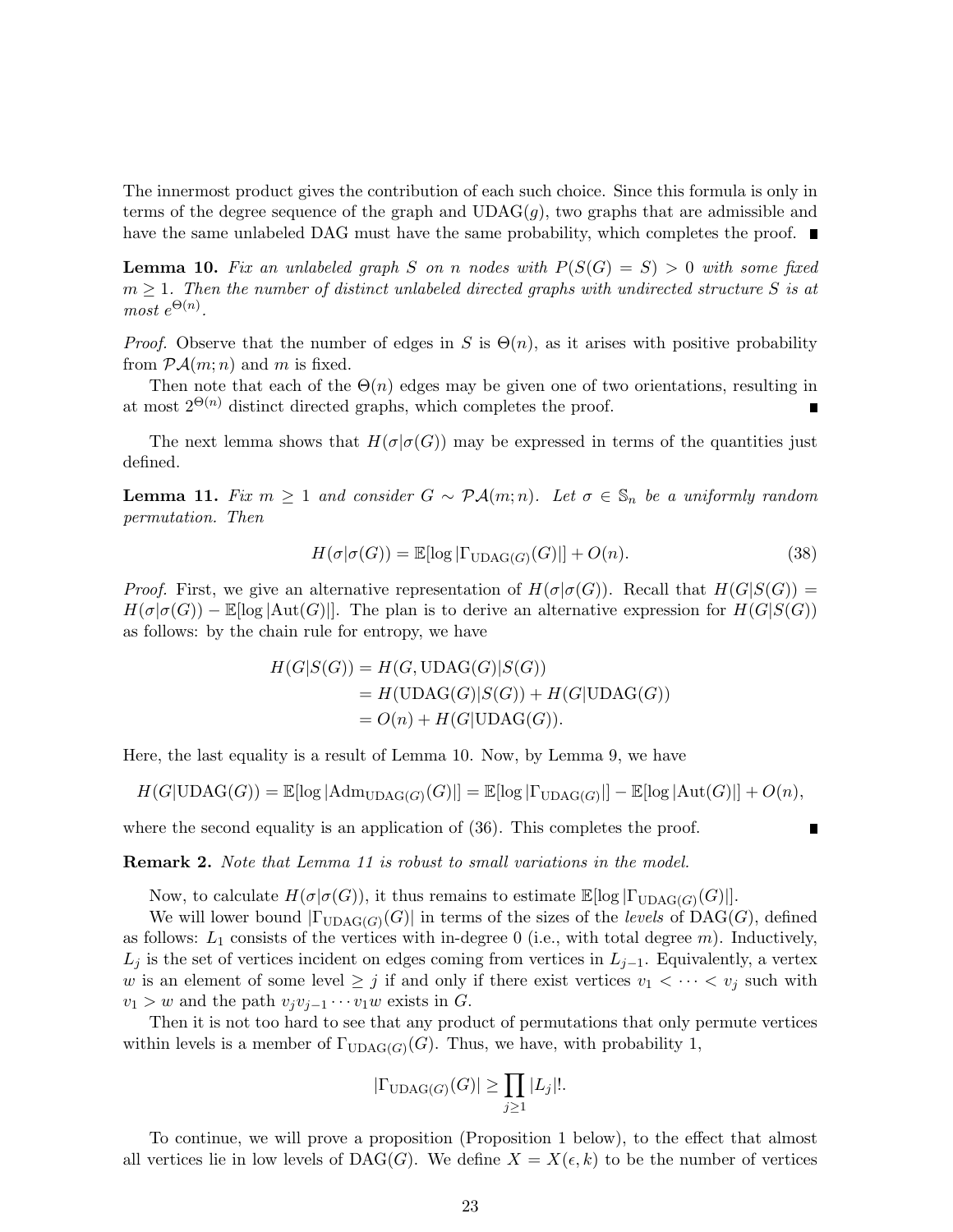The innermost product gives the contribution of each such choice. Since this formula is only in terms of the degree sequence of the graph and $\mathrm{UDAG}(g)$, two graphs that are admissible and have the same unlabeled DAG must have the same probability, which completes the proof. ∎

**Lemma 10.** *Fix an unlabeled graph $S$ on $n$ nodes with $P(S(G) = S) > 0$ with some fixed $m \geq 1$. Then the number of distinct unlabeled directed graphs with undirected structure $S$ is at most $e^{\Theta(n)}$.*

*Proof.* Observe that the number of edges in $S$ is $\Theta(n)$, as it arises with positive probability from $\mathcal{PA}(m; n)$ and $m$ is fixed.

Then note that each of the $\Theta(n)$ edges may be given one of two orientations, resulting in at most $2^{\Theta(n)}$ distinct directed graphs, which completes the proof. ∎

The next lemma shows that $H(\sigma|\sigma(G))$ may be expressed in terms of the quantities just defined.

**Lemma 11.** *Fix $m \geq 1$ and consider $G \sim \mathcal{PA}(m; n)$. Let $\sigma \in \mathbb{S}_n$ be a uniformly random permutation. Then*

$$H(\sigma|\sigma(G)) = \mathbb{E}[\log |\Gamma_{\mathrm{UDAG}(G)}(G)|] + O(n). \tag{38}$$

*Proof.* First, we give an alternative representation of $H(\sigma|\sigma(G))$. Recall that $H(G|S(G)) = H(\sigma|\sigma(G)) - \mathbb{E}[\log |\mathrm{Aut}(G)|]$. The plan is to derive an alternative expression for $H(G|S(G))$ as follows: by the chain rule for entropy, we have

$$\begin{aligned}
H(G|S(G)) &= H(G, \mathrm{UDAG}(G)|S(G)) \\
&= H(\mathrm{UDAG}(G)|S(G)) + H(G|\mathrm{UDAG}(G)) \\
&= O(n) + H(G|\mathrm{UDAG}(G)).
\end{aligned}$$

Here, the last equality is a result of Lemma 10. Now, by Lemma 9, we have

$$H(G|\mathrm{UDAG}(G)) = \mathbb{E}[\log |\mathrm{Adm}_{\mathrm{UDAG}(G)}(G)|] = \mathbb{E}[\log |\Gamma_{\mathrm{UDAG}(G)}|] - \mathbb{E}[\log |\mathrm{Aut}(G)|] + O(n),$$

where the second equality is an application of (36). This completes the proof. ∎

**Remark 2.** *Note that Lemma 11 is robust to small variations in the model.*

Now, to calculate $H(\sigma|\sigma(G))$, it thus remains to estimate $\mathbb{E}[\log |\Gamma_{\mathrm{UDAG}(G)}(G)|]$.

We will lower bound $|\Gamma_{\mathrm{UDAG}(G)}(G)|$ in terms of the sizes of the *levels* of $\mathrm{DAG}(G)$, defined as follows: $L_1$ consists of the vertices with in-degree 0 (i.e., with total degree $m$). Inductively, $L_j$ is the set of vertices incident on edges coming from vertices in $L_{j-1}$. Equivalently, a vertex $w$ is an element of some level $\geq j$ if and only if there exist vertices $v_1 < \cdots < v_j$ such with $v_1 > w$ and the path $v_j v_{j-1} \cdots v_1 w$ exists in $G$.

Then it is not too hard to see that any product of permutations that only permute vertices within levels is a member of $\Gamma_{\mathrm{UDAG}(G)}(G)$. Thus, we have, with probability 1,

$$|\Gamma_{\mathrm{UDAG}(G)}(G)| \geq \prod_{j \geq 1} |L_j|!.$$

To continue, we will prove a proposition (Proposition 1 below), to the effect that almost all vertices lie in low levels of $\mathrm{DAG}(G)$. We define $X = X(\epsilon, k)$ to be the number of vertices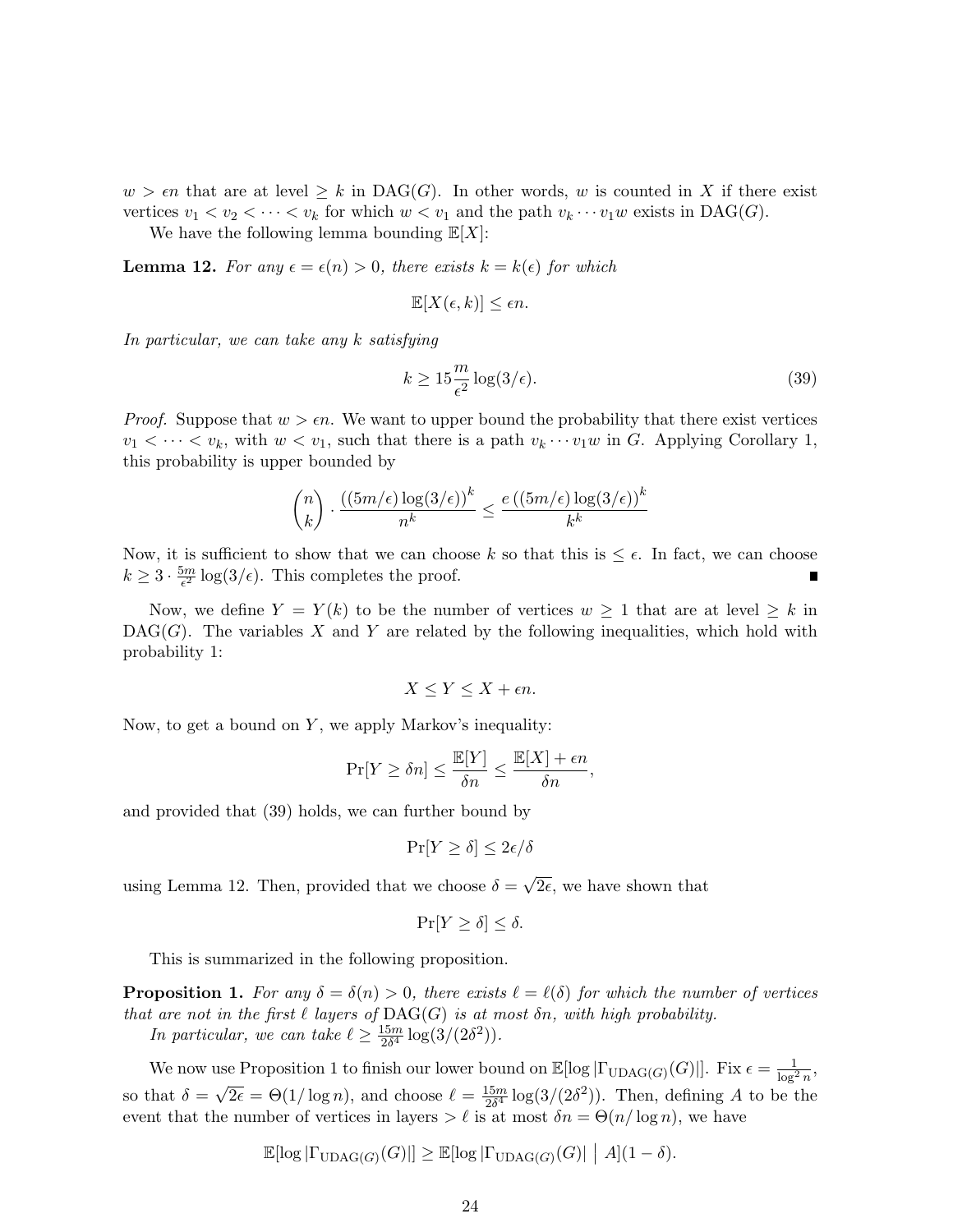$w > \epsilon n$ that are at level $\geq k$ in $\mathrm{DAG}(G)$. In other words, $w$ is counted in $X$ if there exist vertices $v_1 < v_2 < \cdots < v_k$ for which $w < v_1$ and the path $v_k \cdots v_1 w$ exists in $\mathrm{DAG}(G)$.

We have the following lemma bounding $\mathbb{E}[X]$:

**Lemma 12.** *For any $\epsilon = \epsilon(n) > 0$, there exists $k = k(\epsilon)$ for which*

$$\mathbb{E}[X(\epsilon, k)] \leq \epsilon n.$$

*In particular, we can take any $k$ satisfying*

$$k \geq 15 \frac{m}{\epsilon^2} \log(3/\epsilon). \tag{39}$$

*Proof.* Suppose that $w > \epsilon n$. We want to upper bound the probability that there exist vertices $v_1 < \cdots < v_k$, with $w < v_1$, such that there is a path $v_k \cdots v_1 w$ in $G$. Applying Corollary 1, this probability is upper bounded by

$$\binom{n}{k} \cdot \frac{((5m/\epsilon)\log(3/\epsilon))^k}{n^k} \leq \frac{e\,((5m/\epsilon)\log(3/\epsilon))^k}{k^k}$$

Now, it is sufficient to show that we can choose $k$ so that this is $\leq \epsilon$. In fact, we can choose $k \geq 3 \cdot \frac{5m}{\epsilon^2} \log(3/\epsilon)$. This completes the proof. ∎

Now, we define $Y = Y(k)$ to be the number of vertices $w \geq 1$ that are at level $\geq k$ in $\mathrm{DAG}(G)$. The variables $X$ and $Y$ are related by the following inequalities, which hold with probability 1:

$$X \leq Y \leq X + \epsilon n.$$

Now, to get a bound on $Y$, we apply Markov's inequality:

$$\Pr[Y \geq \delta n] \leq \frac{\mathbb{E}[Y]}{\delta n} \leq \frac{\mathbb{E}[X] + \epsilon n}{\delta n},$$

and provided that (39) holds, we can further bound by

$$\Pr[Y \geq \delta] \leq 2\epsilon/\delta$$

using Lemma 12. Then, provided that we choose $\delta = \sqrt{2\epsilon}$, we have shown that

$$\Pr[Y \geq \delta] \leq \delta.$$

This is summarized in the following proposition.

**Proposition 1.** *For any $\delta = \delta(n) > 0$, there exists $\ell = \ell(\delta)$ for which the number of vertices that are not in the first $\ell$ layers of $\mathrm{DAG}(G)$ is at most $\delta n$, with high probability.*

*In particular, we can take $\ell \geq \frac{15m}{2\delta^4} \log(3/(2\delta^2))$.*

We now use Proposition 1 to finish our lower bound on $\mathbb{E}[\log |\Gamma_{\mathrm{UDAG}(G)}(G)|]$. Fix $\epsilon = \frac{1}{\log^2 n}$, so that $\delta = \sqrt{2\epsilon} = \Theta(1/\log n)$, and choose $\ell = \frac{15m}{2\delta^4} \log(3/(2\delta^2))$. Then, defining $A$ to be the event that the number of vertices in layers $> \ell$ is at most $\delta n = \Theta(n/\log n)$, we have

$$\mathbb{E}[\log |\Gamma_{\mathrm{UDAG}(G)}(G)|] \geq \mathbb{E}[\log |\Gamma_{\mathrm{UDAG}(G)}(G)| \mid A](1 - \delta).$$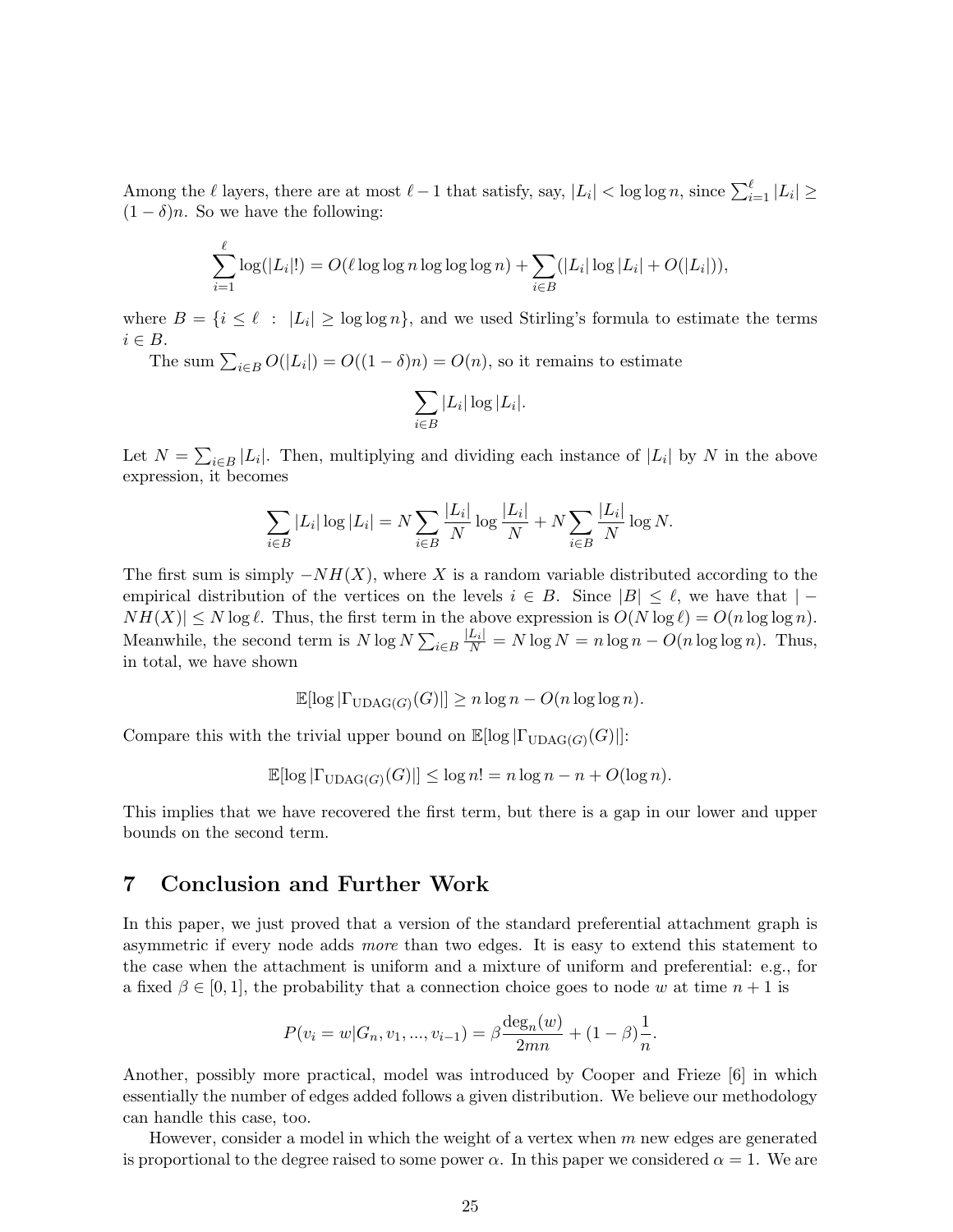Among the $\ell$ layers, there are at most $\ell - 1$ that satisfy, say, $|L_i| < \log \log n$, since $\sum_{i=1}^{\ell} |L_i| \geq (1-\delta)n$. So we have the following:

$$\sum_{i=1}^{\ell} \log(|L_i|!) = O(\ell \log \log n \log \log \log n) + \sum_{i \in B} (|L_i| \log |L_i| + O(|L_i|)),$$

where $B = \{i \leq \ell \ : \ |L_i| \geq \log \log n\}$, and we used Stirling's formula to estimate the terms $i \in B$.

The sum $\sum_{i \in B} O(|L_i|) = O((1-\delta)n) = O(n)$, so it remains to estimate

$$\sum_{i \in B} |L_i| \log |L_i|.$$

Let $N = \sum_{i \in B} |L_i|$. Then, multiplying and dividing each instance of $|L_i|$ by $N$ in the above expression, it becomes

$$\sum_{i \in B} |L_i| \log |L_i| = N \sum_{i \in B} \frac{|L_i|}{N} \log \frac{|L_i|}{N} + N \sum_{i \in B} \frac{|L_i|}{N} \log N.$$

The first sum is simply $-NH(X)$, where $X$ is a random variable distributed according to the empirical distribution of the vertices on the levels $i \in B$. Since $|B| \leq \ell$, we have that $|-NH(X)| \leq N \log \ell$. Thus, the first term in the above expression is $O(N \log \ell) = O(n \log \log n)$. Meanwhile, the second term is $N \log N \sum_{i \in B} \frac{|L_i|}{N} = N \log N = n \log n - O(n \log \log n)$. Thus, in total, we have shown

$$\mathbb{E}[\log |\Gamma_{\mathrm{UDAG}(G)}(G)|] \geq n \log n - O(n \log \log n).$$

Compare this with the trivial upper bound on $\mathbb{E}[\log |\Gamma_{\mathrm{UDAG}(G)}(G)|]$:

$$\mathbb{E}[\log |\Gamma_{\mathrm{UDAG}(G)}(G)|] \leq \log n! = n \log n - n + O(\log n).$$

This implies that we have recovered the first term, but there is a gap in our lower and upper bounds on the second term.

## 7 Conclusion and Further Work

In this paper, we just proved that a version of the standard preferential attachment graph is asymmetric if every node adds *more* than two edges. It is easy to extend this statement to the case when the attachment is uniform and a mixture of uniform and preferential: e.g., for a fixed $\beta \in [0,1]$, the probability that a connection choice goes to node $w$ at time $n+1$ is

$$P(v_i = w | G_n, v_1, ..., v_{i-1}) = \beta \frac{\deg_n(w)}{2mn} + (1-\beta)\frac{1}{n}.$$

Another, possibly more practical, model was introduced by Cooper and Frieze [6] in which essentially the number of edges added follows a given distribution. We believe our methodology can handle this case, too.

However, consider a model in which the weight of a vertex when $m$ new edges are generated is proportional to the degree raised to some power $\alpha$. In this paper we considered $\alpha = 1$. We are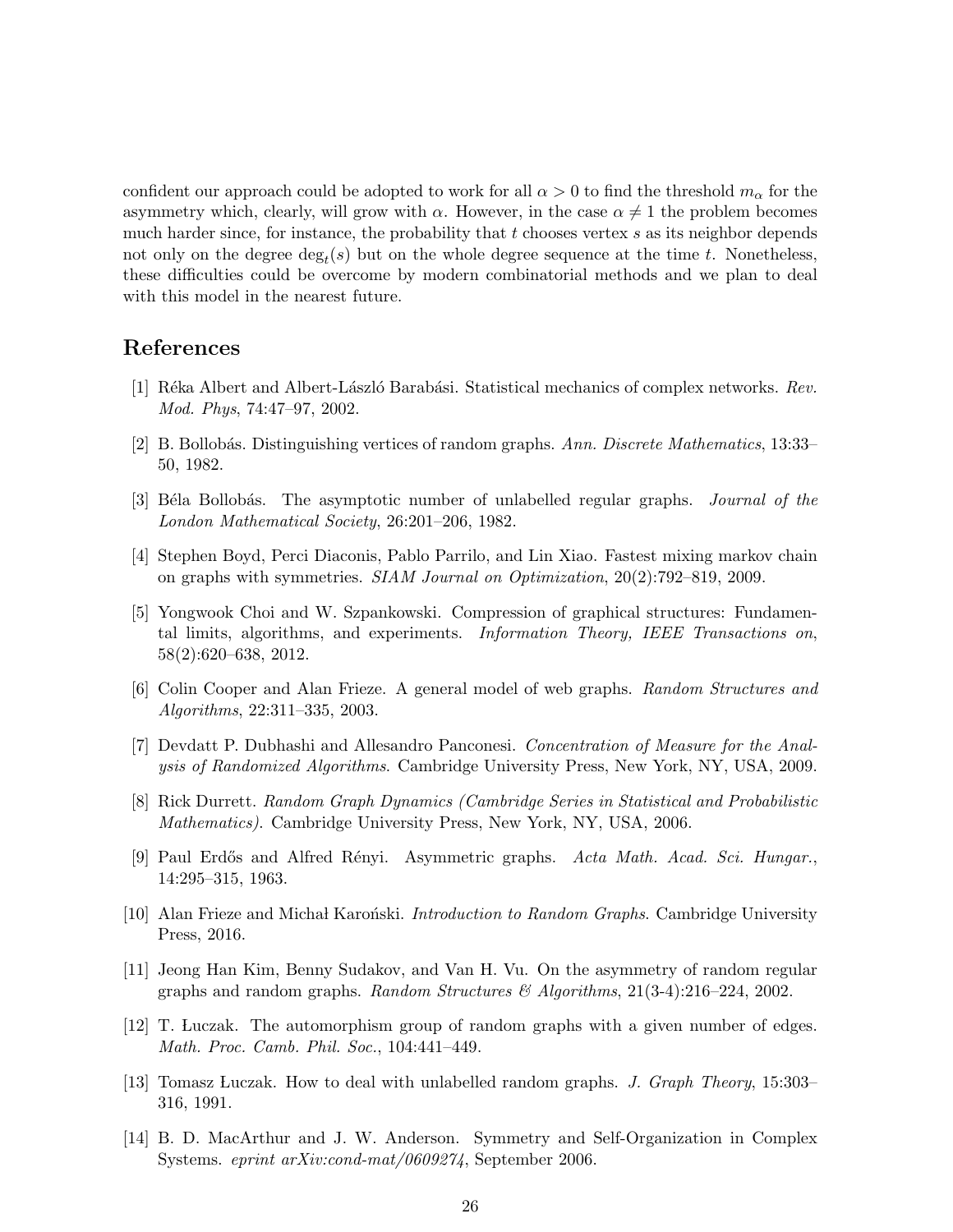confident our approach could be adopted to work for all $\alpha > 0$ to find the threshold $m_\alpha$ for the asymmetry which, clearly, will grow with $\alpha$. However, in the case $\alpha \neq 1$ the problem becomes much harder since, for instance, the probability that $t$ chooses vertex $s$ as its neighbor depends not only on the degree $\deg_t(s)$ but on the whole degree sequence at the time $t$. Nonetheless, these difficulties could be overcome by modern combinatorial methods and we plan to deal with this model in the nearest future.

## References

[1] Réka Albert and Albert-László Barabási. Statistical mechanics of complex networks. *Rev. Mod. Phys*, 74:47–97, 2002.

[2] B. Bollobás. Distinguishing vertices of random graphs. *Ann. Discrete Mathematics*, 13:33–50, 1982.

[3] Béla Bollobás. The asymptotic number of unlabelled regular graphs. *Journal of the London Mathematical Society*, 26:201–206, 1982.

[4] Stephen Boyd, Perci Diaconis, Pablo Parrilo, and Lin Xiao. Fastest mixing markov chain on graphs with symmetries. *SIAM Journal on Optimization*, 20(2):792–819, 2009.

[5] Yongwook Choi and W. Szpankowski. Compression of graphical structures: Fundamental limits, algorithms, and experiments. *Information Theory, IEEE Transactions on*, 58(2):620–638, 2012.

[6] Colin Cooper and Alan Frieze. A general model of web graphs. *Random Structures and Algorithms*, 22:311–335, 2003.

[7] Devdatt P. Dubhashi and Allesandro Panconesi. *Concentration of Measure for the Analysis of Randomized Algorithms*. Cambridge University Press, New York, NY, USA, 2009.

[8] Rick Durrett. *Random Graph Dynamics (Cambridge Series in Statistical and Probabilistic Mathematics)*. Cambridge University Press, New York, NY, USA, 2006.

[9] Paul Erdős and Alfred Rényi. Asymmetric graphs. *Acta Math. Acad. Sci. Hungar.*, 14:295–315, 1963.

[10] Alan Frieze and Michał Karoński. *Introduction to Random Graphs*. Cambridge University Press, 2016.

[11] Jeong Han Kim, Benny Sudakov, and Van H. Vu. On the asymmetry of random regular graphs and random graphs. *Random Structures & Algorithms*, 21(3-4):216–224, 2002.

[12] T. Łuczak. The automorphism group of random graphs with a given number of edges. *Math. Proc. Camb. Phil. Soc.*, 104:441–449.

[13] Tomasz Łuczak. How to deal with unlabelled random graphs. *J. Graph Theory*, 15:303–316, 1991.

[14] B. D. MacArthur and J. W. Anderson. Symmetry and Self-Organization in Complex Systems. *eprint arXiv:cond-mat/0609274*, September 2006.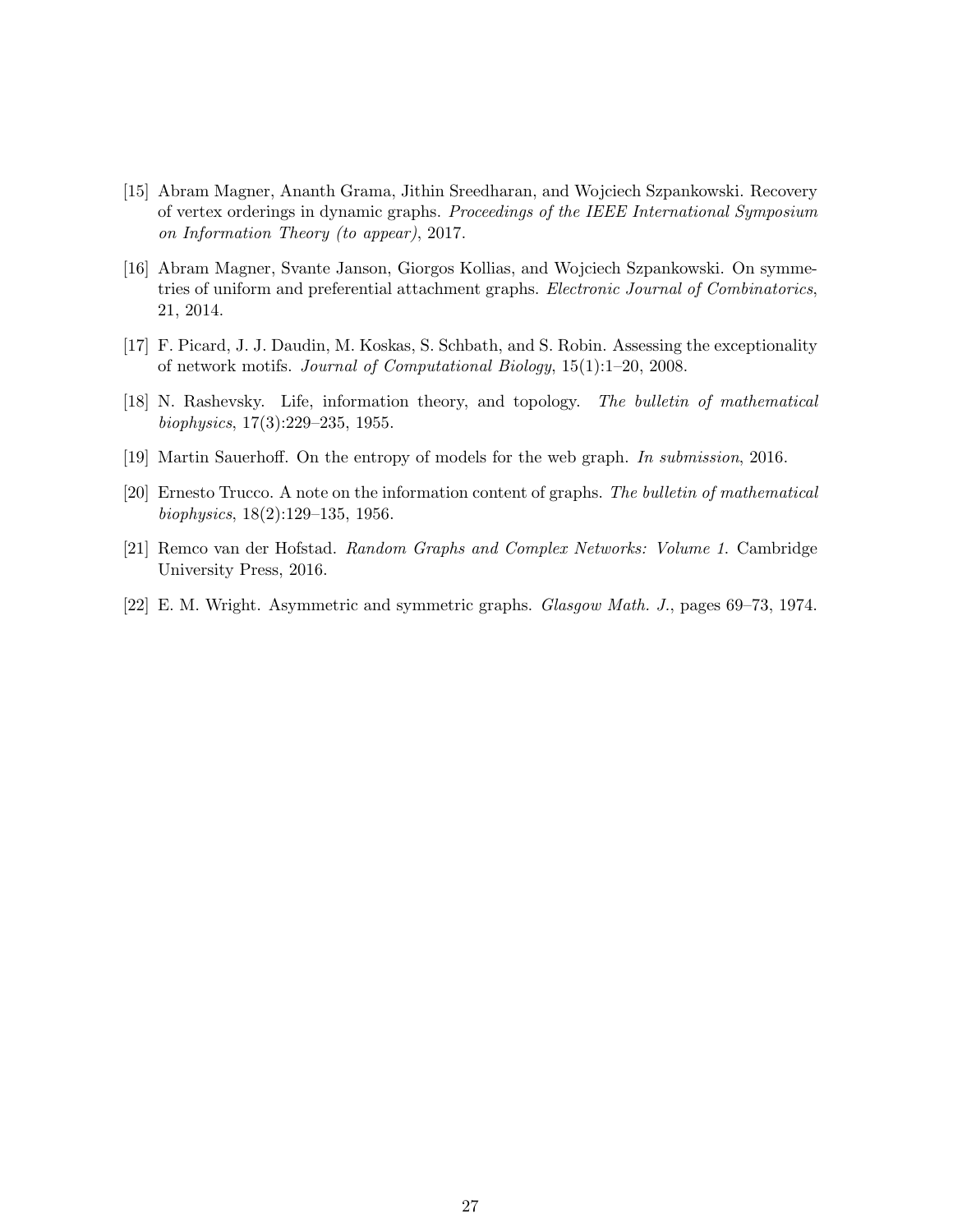[15] Abram Magner, Ananth Grama, Jithin Sreedharan, and Wojciech Szpankowski. Recovery of vertex orderings in dynamic graphs. *Proceedings of the IEEE International Symposium on Information Theory (to appear)*, 2017.

[16] Abram Magner, Svante Janson, Giorgos Kollias, and Wojciech Szpankowski. On symmetries of uniform and preferential attachment graphs. *Electronic Journal of Combinatorics*, 21, 2014.

[17] F. Picard, J. J. Daudin, M. Koskas, S. Schbath, and S. Robin. Assessing the exceptionality of network motifs. *Journal of Computational Biology*, 15(1):1–20, 2008.

[18] N. Rashevsky. Life, information theory, and topology. *The bulletin of mathematical biophysics*, 17(3):229–235, 1955.

[19] Martin Sauerhoff. On the entropy of models for the web graph. *In submission*, 2016.

[20] Ernesto Trucco. A note on the information content of graphs. *The bulletin of mathematical biophysics*, 18(2):129–135, 1956.

[21] Remco van der Hofstad. *Random Graphs and Complex Networks: Volume 1*. Cambridge University Press, 2016.

[22] E. M. Wright. Asymmetric and symmetric graphs. *Glasgow Math. J.*, pages 69–73, 1974.